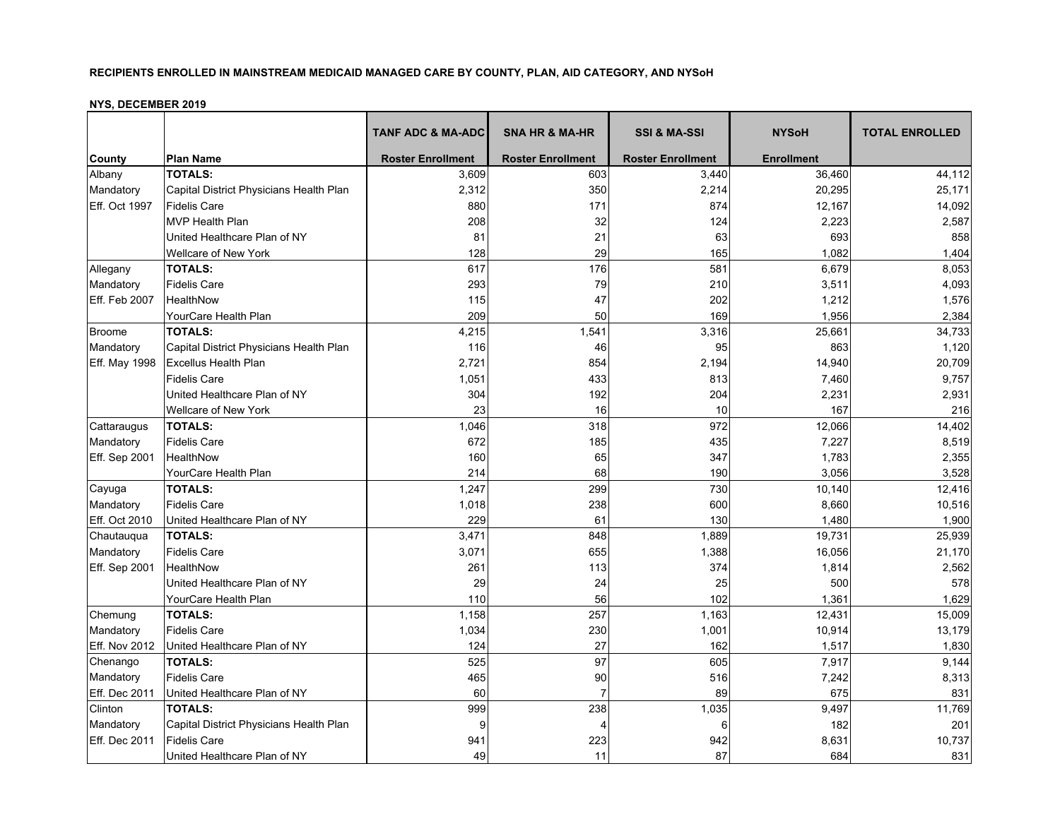**RECIPIENTS ENROLLED IN MAINSTREAM MEDICAID MANAGED CARE BY COUNTY, PLAN, AID CATEGORY, AND NYSoH**

**NYS, DECEMBER 2019**

| County | Plan Name | TANF ADC & MA-ADC Roster Enrollment | SNA HR & MA-HR Roster Enrollment | SSI & MA-SSI Roster Enrollment | NYSoH Enrollment | TOTAL ENROLLED |
|---|---|---|---|---|---|---|
| Albany | **TOTALS:** | 3,609 | 603 | 3,440 | 36,460 | 44,112 |
| Mandatory | Capital District Physicians Health Plan | 2,312 | 350 | 2,214 | 20,295 | 25,171 |
| Eff. Oct 1997 | Fidelis Care | 880 | 171 | 874 | 12,167 | 14,092 |
| | MVP Health Plan | 208 | 32 | 124 | 2,223 | 2,587 |
| | United Healthcare Plan of NY | 81 | 21 | 63 | 693 | 858 |
| | Wellcare of New York | 128 | 29 | 165 | 1,082 | 1,404 |
| Allegany | **TOTALS:** | 617 | 176 | 581 | 6,679 | 8,053 |
| Mandatory | Fidelis Care | 293 | 79 | 210 | 3,511 | 4,093 |
| Eff. Feb 2007 | HealthNow | 115 | 47 | 202 | 1,212 | 1,576 |
| | YourCare Health Plan | 209 | 50 | 169 | 1,956 | 2,384 |
| Broome | **TOTALS:** | 4,215 | 1,541 | 3,316 | 25,661 | 34,733 |
| Mandatory | Capital District Physicians Health Plan | 116 | 46 | 95 | 863 | 1,120 |
| Eff. May 1998 | Excellus Health Plan | 2,721 | 854 | 2,194 | 14,940 | 20,709 |
| | Fidelis Care | 1,051 | 433 | 813 | 7,460 | 9,757 |
| | United Healthcare Plan of NY | 304 | 192 | 204 | 2,231 | 2,931 |
| | Wellcare of New York | 23 | 16 | 10 | 167 | 216 |
| Cattaraugus | **TOTALS:** | 1,046 | 318 | 972 | 12,066 | 14,402 |
| Mandatory | Fidelis Care | 672 | 185 | 435 | 7,227 | 8,519 |
| Eff. Sep 2001 | HealthNow | 160 | 65 | 347 | 1,783 | 2,355 |
| | YourCare Health Plan | 214 | 68 | 190 | 3,056 | 3,528 |
| Cayuga | **TOTALS:** | 1,247 | 299 | 730 | 10,140 | 12,416 |
| Mandatory | Fidelis Care | 1,018 | 238 | 600 | 8,660 | 10,516 |
| Eff. Oct 2010 | United Healthcare Plan of NY | 229 | 61 | 130 | 1,480 | 1,900 |
| Chautauqua | **TOTALS:** | 3,471 | 848 | 1,889 | 19,731 | 25,939 |
| Mandatory | Fidelis Care | 3,071 | 655 | 1,388 | 16,056 | 21,170 |
| Eff. Sep 2001 | HealthNow | 261 | 113 | 374 | 1,814 | 2,562 |
| | United Healthcare Plan of NY | 29 | 24 | 25 | 500 | 578 |
| | YourCare Health Plan | 110 | 56 | 102 | 1,361 | 1,629 |
| Chemung | **TOTALS:** | 1,158 | 257 | 1,163 | 12,431 | 15,009 |
| Mandatory | Fidelis Care | 1,034 | 230 | 1,001 | 10,914 | 13,179 |
| Eff. Nov 2012 | United Healthcare Plan of NY | 124 | 27 | 162 | 1,517 | 1,830 |
| Chenango | **TOTALS:** | 525 | 97 | 605 | 7,917 | 9,144 |
| Mandatory | Fidelis Care | 465 | 90 | 516 | 7,242 | 8,313 |
| Eff. Dec 2011 | United Healthcare Plan of NY | 60 | 7 | 89 | 675 | 831 |
| Clinton | **TOTALS:** | 999 | 238 | 1,035 | 9,497 | 11,769 |
| Mandatory | Capital District Physicians Health Plan | 9 | 4 | 6 | 182 | 201 |
| Eff. Dec 2011 | Fidelis Care | 941 | 223 | 942 | 8,631 | 10,737 |
| | United Healthcare Plan of NY | 49 | 11 | 87 | 684 | 831 |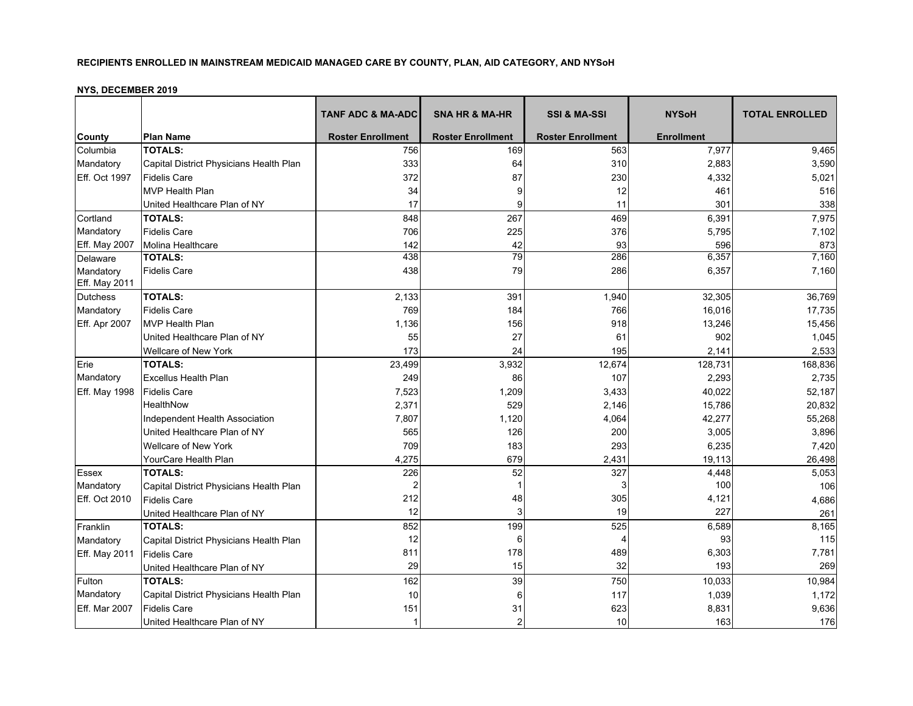**RECIPIENTS ENROLLED IN MAINSTREAM MEDICAID MANAGED CARE BY COUNTY, PLAN, AID CATEGORY, AND NYSoH**

**NYS, DECEMBER 2019**

| County | Plan Name | TANF ADC & MA-ADC Roster Enrollment | SNA HR & MA-HR Roster Enrollment | SSI & MA-SSI Roster Enrollment | NYSoH Enrollment | TOTAL ENROLLED |
|---|---|---|---|---|---|---|
| Columbia | **TOTALS:** | 756 | 169 | 563 | 7,977 | 9,465 |
| Mandatory | Capital District Physicians Health Plan | 333 | 64 | 310 | 2,883 | 3,590 |
| Eff. Oct 1997 | Fidelis Care | 372 | 87 | 230 | 4,332 | 5,021 |
| | MVP Health Plan | 34 | 9 | 12 | 461 | 516 |
| | United Healthcare Plan of NY | 17 | 9 | 11 | 301 | 338 |
| Cortland | **TOTALS:** | 848 | 267 | 469 | 6,391 | 7,975 |
| Mandatory | Fidelis Care | 706 | 225 | 376 | 5,795 | 7,102 |
| Eff. May 2007 | Molina Healthcare | 142 | 42 | 93 | 596 | 873 |
| Delaware | **TOTALS:** | 438 | 79 | 286 | 6,357 | 7,160 |
| Mandatory Eff. May 2011 | Fidelis Care | 438 | 79 | 286 | 6,357 | 7,160 |
| Dutchess | **TOTALS:** | 2,133 | 391 | 1,940 | 32,305 | 36,769 |
| Mandatory | Fidelis Care | 769 | 184 | 766 | 16,016 | 17,735 |
| Eff. Apr 2007 | MVP Health Plan | 1,136 | 156 | 918 | 13,246 | 15,456 |
| | United Healthcare Plan of NY | 55 | 27 | 61 | 902 | 1,045 |
| | Wellcare of New York | 173 | 24 | 195 | 2,141 | 2,533 |
| Erie | **TOTALS:** | 23,499 | 3,932 | 12,674 | 128,731 | 168,836 |
| Mandatory | Excellus Health Plan | 249 | 86 | 107 | 2,293 | 2,735 |
| Eff. May 1998 | Fidelis Care | 7,523 | 1,209 | 3,433 | 40,022 | 52,187 |
| | HealthNow | 2,371 | 529 | 2,146 | 15,786 | 20,832 |
| | Independent Health Association | 7,807 | 1,120 | 4,064 | 42,277 | 55,268 |
| | United Healthcare Plan of NY | 565 | 126 | 200 | 3,005 | 3,896 |
| | Wellcare of New York | 709 | 183 | 293 | 6,235 | 7,420 |
| | YourCare Health Plan | 4,275 | 679 | 2,431 | 19,113 | 26,498 |
| Essex | **TOTALS:** | 226 | 52 | 327 | 4,448 | 5,053 |
| Mandatory | Capital District Physicians Health Plan | 2 | 1 | 3 | 100 | 106 |
| Eff. Oct 2010 | Fidelis Care | 212 | 48 | 305 | 4,121 | 4,686 |
| | United Healthcare Plan of NY | 12 | 3 | 19 | 227 | 261 |
| Franklin | **TOTALS:** | 852 | 199 | 525 | 6,589 | 8,165 |
| Mandatory | Capital District Physicians Health Plan | 12 | 6 | 4 | 93 | 115 |
| Eff. May 2011 | Fidelis Care | 811 | 178 | 489 | 6,303 | 7,781 |
| | United Healthcare Plan of NY | 29 | 15 | 32 | 193 | 269 |
| Fulton | **TOTALS:** | 162 | 39 | 750 | 10,033 | 10,984 |
| Mandatory | Capital District Physicians Health Plan | 10 | 6 | 117 | 1,039 | 1,172 |
| Eff. Mar 2007 | Fidelis Care | 151 | 31 | 623 | 8,831 | 9,636 |
| | United Healthcare Plan of NY | 1 | 2 | 10 | 163 | 176 |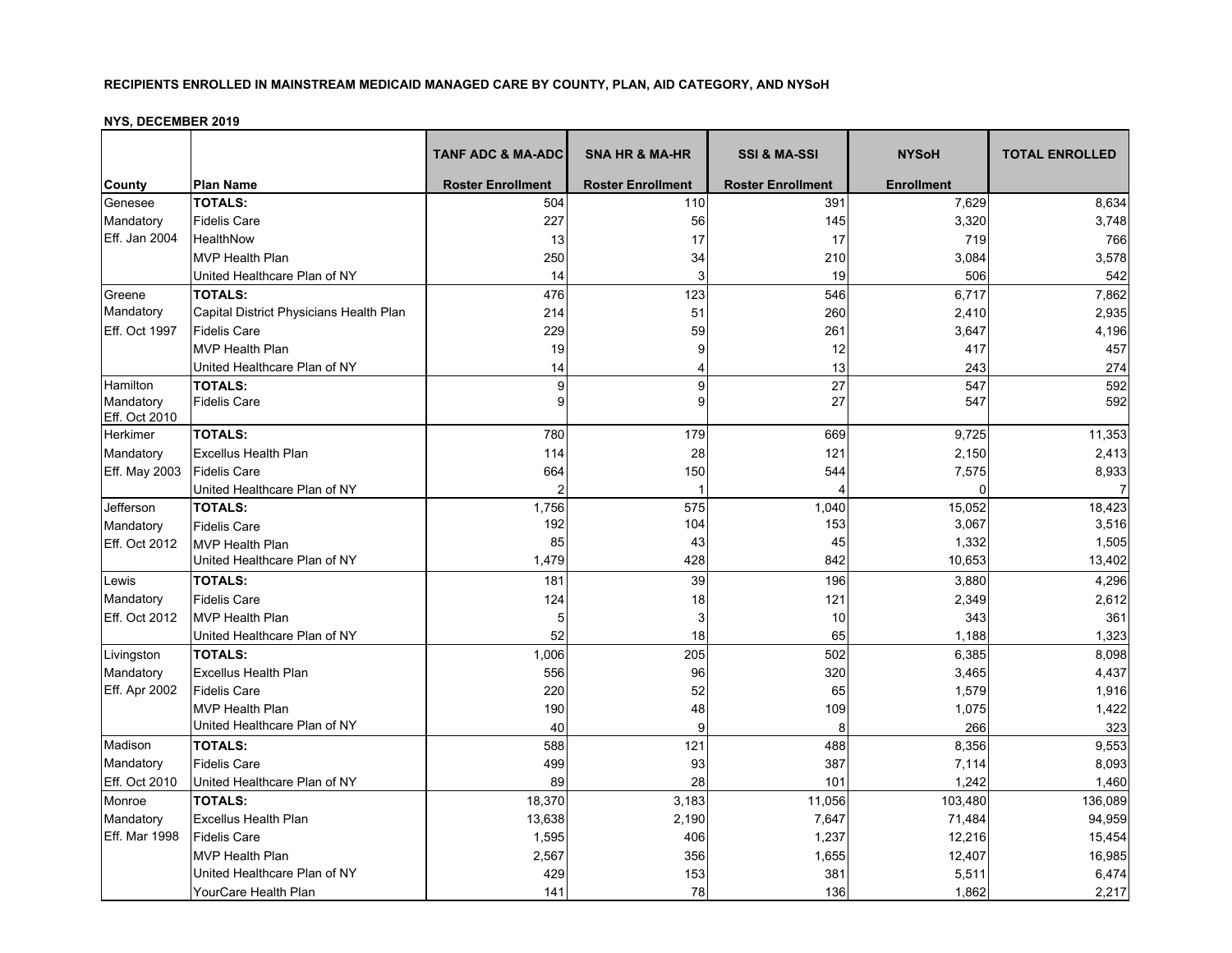**RECIPIENTS ENROLLED IN MAINSTREAM MEDICAID MANAGED CARE BY COUNTY, PLAN, AID CATEGORY, AND NYSoH**

**NYS, DECEMBER 2019**

| County | Plan Name | TANF ADC & MA-ADC Roster Enrollment | SNA HR & MA-HR Roster Enrollment | SSI & MA-SSI Roster Enrollment | NYSoH Enrollment | TOTAL ENROLLED |
|---|---|---|---|---|---|---|
| Genesee | **TOTALS:** | 504 | 110 | 391 | 7,629 | 8,634 |
| Mandatory | Fidelis Care | 227 | 56 | 145 | 3,320 | 3,748 |
| Eff. Jan 2004 | HealthNow | 13 | 17 | 17 | 719 | 766 |
| | MVP Health Plan | 250 | 34 | 210 | 3,084 | 3,578 |
| | United Healthcare Plan of NY | 14 | 3 | 19 | 506 | 542 |
| Greene | **TOTALS:** | 476 | 123 | 546 | 6,717 | 7,862 |
| Mandatory | Capital District Physicians Health Plan | 214 | 51 | 260 | 2,410 | 2,935 |
| Eff. Oct 1997 | Fidelis Care | 229 | 59 | 261 | 3,647 | 4,196 |
| | MVP Health Plan | 19 | 9 | 12 | 417 | 457 |
| | United Healthcare Plan of NY | 14 | 4 | 13 | 243 | 274 |
| Hamilton | **TOTALS:** | 9 | 9 | 27 | 547 | 592 |
| Mandatory Eff. Oct 2010 | Fidelis Care | 9 | 9 | 27 | 547 | 592 |
| Herkimer | **TOTALS:** | 780 | 179 | 669 | 9,725 | 11,353 |
| Mandatory | Excellus Health Plan | 114 | 28 | 121 | 2,150 | 2,413 |
| Eff. May 2003 | Fidelis Care | 664 | 150 | 544 | 7,575 | 8,933 |
| | United Healthcare Plan of NY | 2 | 1 | 4 | 0 | 7 |
| Jefferson | **TOTALS:** | 1,756 | 575 | 1,040 | 15,052 | 18,423 |
| Mandatory | Fidelis Care | 192 | 104 | 153 | 3,067 | 3,516 |
| Eff. Oct 2012 | MVP Health Plan | 85 | 43 | 45 | 1,332 | 1,505 |
| | United Healthcare Plan of NY | 1,479 | 428 | 842 | 10,653 | 13,402 |
| Lewis | **TOTALS:** | 181 | 39 | 196 | 3,880 | 4,296 |
| Mandatory | Fidelis Care | 124 | 18 | 121 | 2,349 | 2,612 |
| Eff. Oct 2012 | MVP Health Plan | 5 | 3 | 10 | 343 | 361 |
| | United Healthcare Plan of NY | 52 | 18 | 65 | 1,188 | 1,323 |
| Livingston | **TOTALS:** | 1,006 | 205 | 502 | 6,385 | 8,098 |
| Mandatory | Excellus Health Plan | 556 | 96 | 320 | 3,465 | 4,437 |
| Eff. Apr 2002 | Fidelis Care | 220 | 52 | 65 | 1,579 | 1,916 |
| | MVP Health Plan | 190 | 48 | 109 | 1,075 | 1,422 |
| | United Healthcare Plan of NY | 40 | 9 | 8 | 266 | 323 |
| Madison | **TOTALS:** | 588 | 121 | 488 | 8,356 | 9,553 |
| Mandatory | Fidelis Care | 499 | 93 | 387 | 7,114 | 8,093 |
| Eff. Oct 2010 | United Healthcare Plan of NY | 89 | 28 | 101 | 1,242 | 1,460 |
| Monroe | **TOTALS:** | 18,370 | 3,183 | 11,056 | 103,480 | 136,089 |
| Mandatory | Excellus Health Plan | 13,638 | 2,190 | 7,647 | 71,484 | 94,959 |
| Eff. Mar 1998 | Fidelis Care | 1,595 | 406 | 1,237 | 12,216 | 15,454 |
| | MVP Health Plan | 2,567 | 356 | 1,655 | 12,407 | 16,985 |
| | United Healthcare Plan of NY | 429 | 153 | 381 | 5,511 | 6,474 |
| | YourCare Health Plan | 141 | 78 | 136 | 1,862 | 2,217 |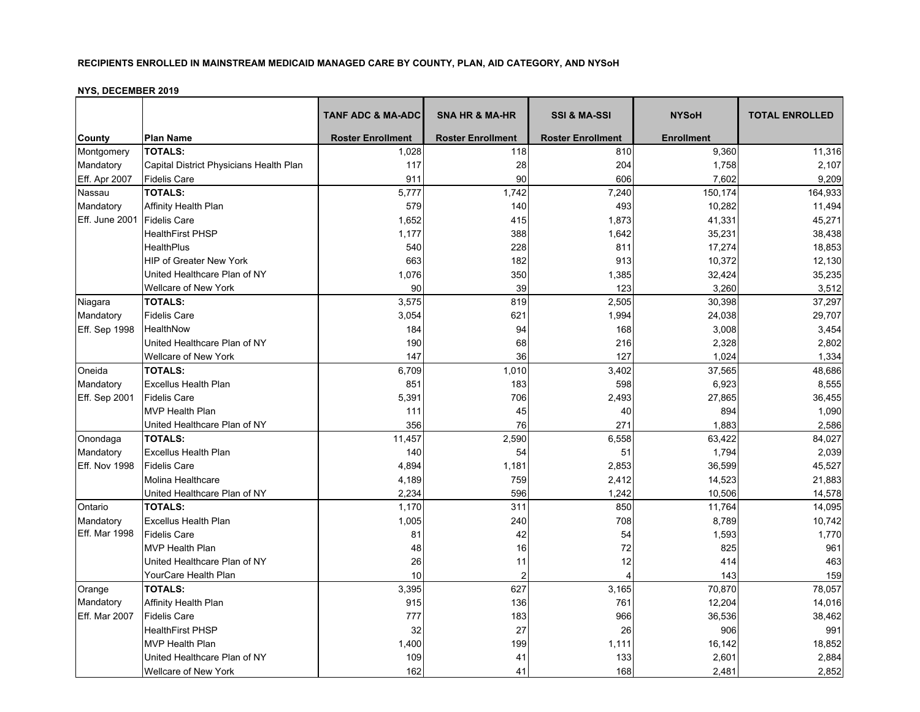**RECIPIENTS ENROLLED IN MAINSTREAM MEDICAID MANAGED CARE BY COUNTY, PLAN, AID CATEGORY, AND NYSoH**

**NYS, DECEMBER 2019**

| County | Plan Name | TANF ADC & MA-ADC Roster Enrollment | SNA HR & MA-HR Roster Enrollment | SSI & MA-SSI Roster Enrollment | NYSoH Enrollment | TOTAL ENROLLED |
|---|---|---|---|---|---|---|
| Montgomery | **TOTALS:** | 1,028 | 118 | 810 | 9,360 | 11,316 |
| Mandatory | Capital District Physicians Health Plan | 117 | 28 | 204 | 1,758 | 2,107 |
| Eff. Apr 2007 | Fidelis Care | 911 | 90 | 606 | 7,602 | 9,209 |
| Nassau | **TOTALS:** | 5,777 | 1,742 | 7,240 | 150,174 | 164,933 |
| Mandatory | Affinity Health Plan | 579 | 140 | 493 | 10,282 | 11,494 |
| Eff. June 2001 | Fidelis Care | 1,652 | 415 | 1,873 | 41,331 | 45,271 |
| | HealthFirst PHSP | 1,177 | 388 | 1,642 | 35,231 | 38,438 |
| | HealthPlus | 540 | 228 | 811 | 17,274 | 18,853 |
| | HIP of Greater New York | 663 | 182 | 913 | 10,372 | 12,130 |
| | United Healthcare Plan of NY | 1,076 | 350 | 1,385 | 32,424 | 35,235 |
| | Wellcare of New York | 90 | 39 | 123 | 3,260 | 3,512 |
| Niagara | **TOTALS:** | 3,575 | 819 | 2,505 | 30,398 | 37,297 |
| Mandatory | Fidelis Care | 3,054 | 621 | 1,994 | 24,038 | 29,707 |
| Eff. Sep 1998 | HealthNow | 184 | 94 | 168 | 3,008 | 3,454 |
| | United Healthcare Plan of NY | 190 | 68 | 216 | 2,328 | 2,802 |
| | Wellcare of New York | 147 | 36 | 127 | 1,024 | 1,334 |
| Oneida | **TOTALS:** | 6,709 | 1,010 | 3,402 | 37,565 | 48,686 |
| Mandatory | Excellus Health Plan | 851 | 183 | 598 | 6,923 | 8,555 |
| Eff. Sep 2001 | Fidelis Care | 5,391 | 706 | 2,493 | 27,865 | 36,455 |
| | MVP Health Plan | 111 | 45 | 40 | 894 | 1,090 |
| | United Healthcare Plan of NY | 356 | 76 | 271 | 1,883 | 2,586 |
| Onondaga | **TOTALS:** | 11,457 | 2,590 | 6,558 | 63,422 | 84,027 |
| Mandatory | Excellus Health Plan | 140 | 54 | 51 | 1,794 | 2,039 |
| Eff. Nov 1998 | Fidelis Care | 4,894 | 1,181 | 2,853 | 36,599 | 45,527 |
| | Molina Healthcare | 4,189 | 759 | 2,412 | 14,523 | 21,883 |
| | United Healthcare Plan of NY | 2,234 | 596 | 1,242 | 10,506 | 14,578 |
| Ontario | **TOTALS:** | 1,170 | 311 | 850 | 11,764 | 14,095 |
| Mandatory | Excellus Health Plan | 1,005 | 240 | 708 | 8,789 | 10,742 |
| Eff. Mar 1998 | Fidelis Care | 81 | 42 | 54 | 1,593 | 1,770 |
| | MVP Health Plan | 48 | 16 | 72 | 825 | 961 |
| | United Healthcare Plan of NY | 26 | 11 | 12 | 414 | 463 |
| | YourCare Health Plan | 10 | 2 | 4 | 143 | 159 |
| Orange | **TOTALS:** | 3,395 | 627 | 3,165 | 70,870 | 78,057 |
| Mandatory | Affinity Health Plan | 915 | 136 | 761 | 12,204 | 14,016 |
| Eff. Mar 2007 | Fidelis Care | 777 | 183 | 966 | 36,536 | 38,462 |
| | HealthFirst PHSP | 32 | 27 | 26 | 906 | 991 |
| | MVP Health Plan | 1,400 | 199 | 1,111 | 16,142 | 18,852 |
| | United Healthcare Plan of NY | 109 | 41 | 133 | 2,601 | 2,884 |
| | Wellcare of New York | 162 | 41 | 168 | 2,481 | 2,852 |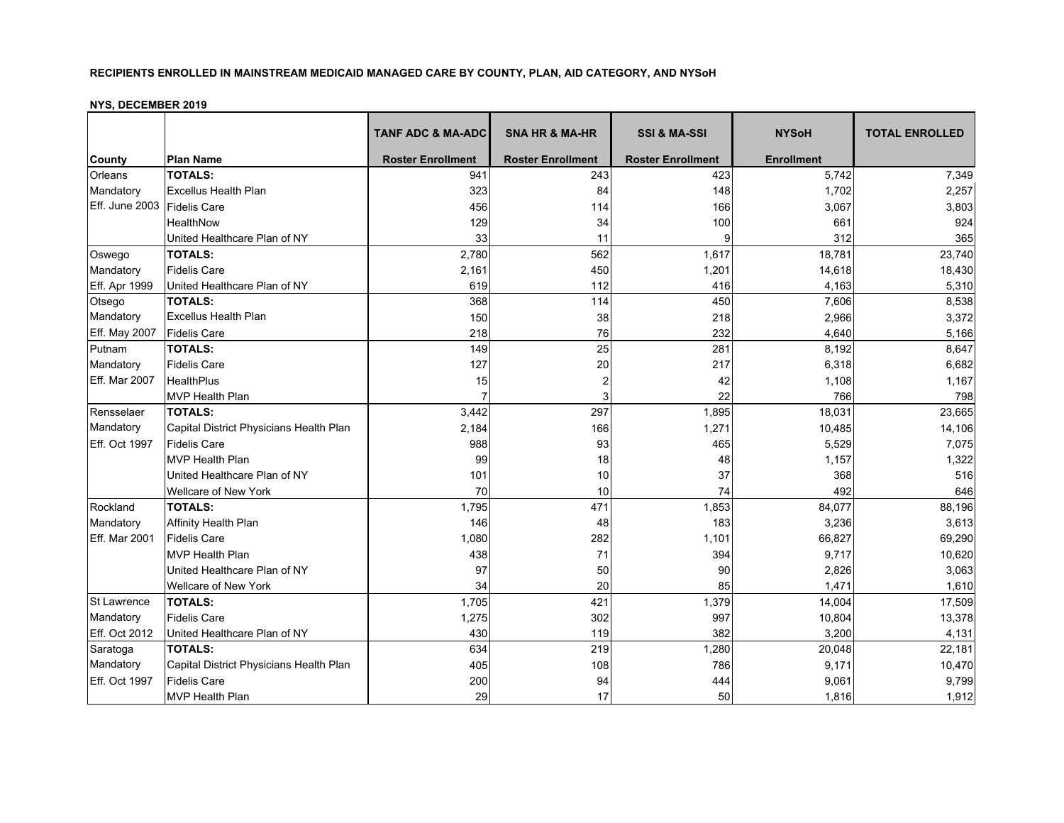**RECIPIENTS ENROLLED IN MAINSTREAM MEDICAID MANAGED CARE BY COUNTY, PLAN, AID CATEGORY, AND NYSoH**

**NYS, DECEMBER 2019**

| County | Plan Name | TANF ADC & MA-ADC Roster Enrollment | SNA HR & MA-HR Roster Enrollment | SSI & MA-SSI Roster Enrollment | NYSoH Enrollment | TOTAL ENROLLED |
|---|---|---|---|---|---|---|
| Orleans | **TOTALS:** | 941 | 243 | 423 | 5,742 | 7,349 |
| Mandatory | Excellus Health Plan | 323 | 84 | 148 | 1,702 | 2,257 |
| Eff. June 2003 | Fidelis Care | 456 | 114 | 166 | 3,067 | 3,803 |
| | HealthNow | 129 | 34 | 100 | 661 | 924 |
| | United Healthcare Plan of NY | 33 | 11 | 9 | 312 | 365 |
| Oswego | **TOTALS:** | 2,780 | 562 | 1,617 | 18,781 | 23,740 |
| Mandatory | Fidelis Care | 2,161 | 450 | 1,201 | 14,618 | 18,430 |
| Eff. Apr 1999 | United Healthcare Plan of NY | 619 | 112 | 416 | 4,163 | 5,310 |
| Otsego | **TOTALS:** | 368 | 114 | 450 | 7,606 | 8,538 |
| Mandatory | Excellus Health Plan | 150 | 38 | 218 | 2,966 | 3,372 |
| Eff. May 2007 | Fidelis Care | 218 | 76 | 232 | 4,640 | 5,166 |
| Putnam | **TOTALS:** | 149 | 25 | 281 | 8,192 | 8,647 |
| Mandatory | Fidelis Care | 127 | 20 | 217 | 6,318 | 6,682 |
| Eff. Mar 2007 | HealthPlus | 15 | 2 | 42 | 1,108 | 1,167 |
| | MVP Health Plan | 7 | 3 | 22 | 766 | 798 |
| Rensselaer | **TOTALS:** | 3,442 | 297 | 1,895 | 18,031 | 23,665 |
| Mandatory | Capital District Physicians Health Plan | 2,184 | 166 | 1,271 | 10,485 | 14,106 |
| Eff. Oct 1997 | Fidelis Care | 988 | 93 | 465 | 5,529 | 7,075 |
| | MVP Health Plan | 99 | 18 | 48 | 1,157 | 1,322 |
| | United Healthcare Plan of NY | 101 | 10 | 37 | 368 | 516 |
| | Wellcare of New York | 70 | 10 | 74 | 492 | 646 |
| Rockland | **TOTALS:** | 1,795 | 471 | 1,853 | 84,077 | 88,196 |
| Mandatory | Affinity Health Plan | 146 | 48 | 183 | 3,236 | 3,613 |
| Eff. Mar 2001 | Fidelis Care | 1,080 | 282 | 1,101 | 66,827 | 69,290 |
| | MVP Health Plan | 438 | 71 | 394 | 9,717 | 10,620 |
| | United Healthcare Plan of NY | 97 | 50 | 90 | 2,826 | 3,063 |
| | Wellcare of New York | 34 | 20 | 85 | 1,471 | 1,610 |
| St Lawrence | **TOTALS:** | 1,705 | 421 | 1,379 | 14,004 | 17,509 |
| Mandatory | Fidelis Care | 1,275 | 302 | 997 | 10,804 | 13,378 |
| Eff. Oct 2012 | United Healthcare Plan of NY | 430 | 119 | 382 | 3,200 | 4,131 |
| Saratoga | **TOTALS:** | 634 | 219 | 1,280 | 20,048 | 22,181 |
| Mandatory | Capital District Physicians Health Plan | 405 | 108 | 786 | 9,171 | 10,470 |
| Eff. Oct 1997 | Fidelis Care | 200 | 94 | 444 | 9,061 | 9,799 |
| | MVP Health Plan | 29 | 17 | 50 | 1,816 | 1,912 |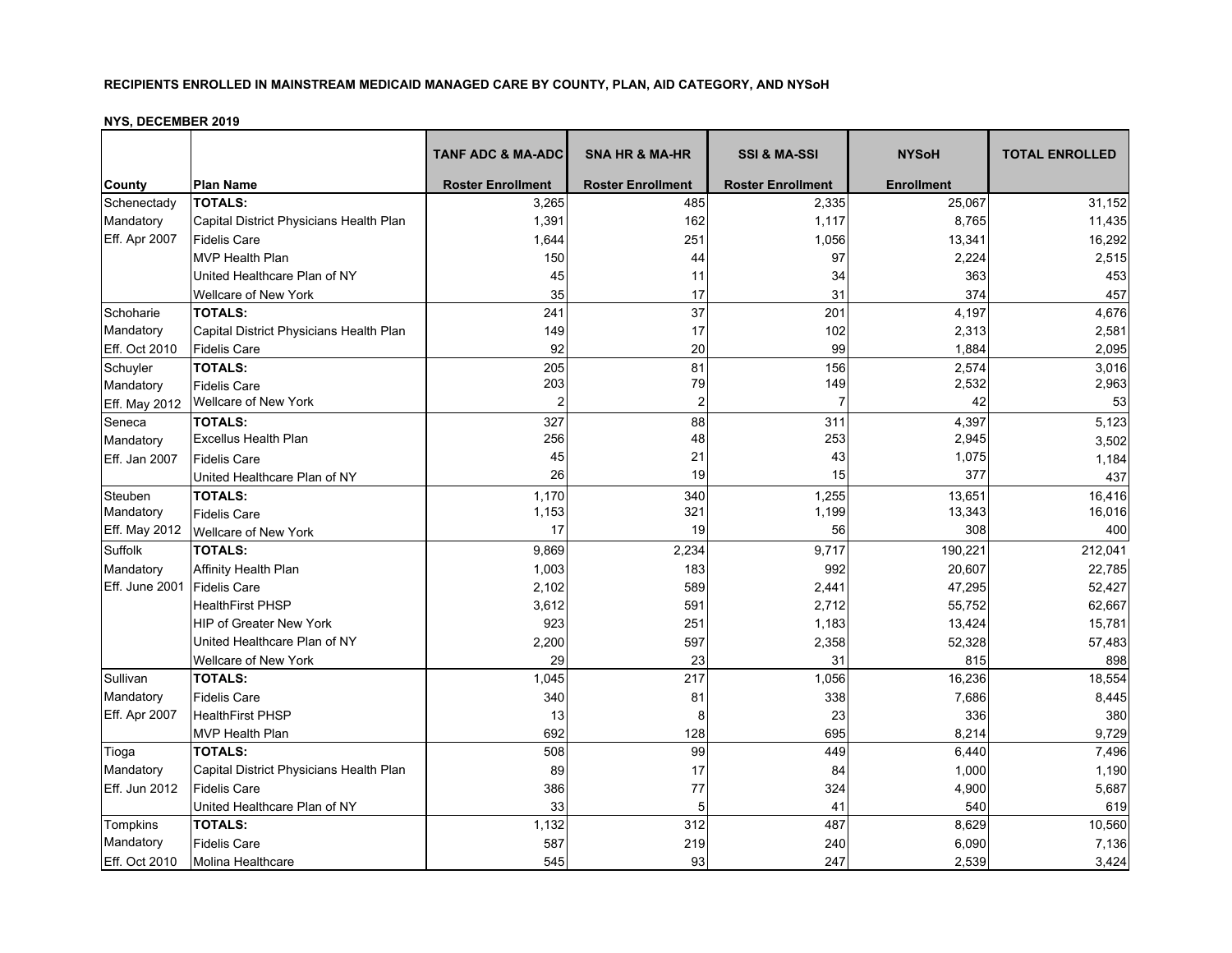**RECIPIENTS ENROLLED IN MAINSTREAM MEDICAID MANAGED CARE BY COUNTY, PLAN, AID CATEGORY, AND NYSoH**

**NYS, DECEMBER 2019**

| County | Plan Name | TANF ADC & MA-ADC Roster Enrollment | SNA HR & MA-HR Roster Enrollment | SSI & MA-SSI Roster Enrollment | NYSoH Enrollment | TOTAL ENROLLED |
|---|---|---|---|---|---|---|
| Schenectady | **TOTALS:** | 3,265 | 485 | 2,335 | 25,067 | 31,152 |
| Mandatory | Capital District Physicians Health Plan | 1,391 | 162 | 1,117 | 8,765 | 11,435 |
| Eff. Apr 2007 | Fidelis Care | 1,644 | 251 | 1,056 | 13,341 | 16,292 |
| | MVP Health Plan | 150 | 44 | 97 | 2,224 | 2,515 |
| | United Healthcare Plan of NY | 45 | 11 | 34 | 363 | 453 |
| | Wellcare of New York | 35 | 17 | 31 | 374 | 457 |
| Schoharie | **TOTALS:** | 241 | 37 | 201 | 4,197 | 4,676 |
| Mandatory | Capital District Physicians Health Plan | 149 | 17 | 102 | 2,313 | 2,581 |
| Eff. Oct 2010 | Fidelis Care | 92 | 20 | 99 | 1,884 | 2,095 |
| Schuyler | **TOTALS:** | 205 | 81 | 156 | 2,574 | 3,016 |
| Mandatory | Fidelis Care | 203 | 79 | 149 | 2,532 | 2,963 |
| Eff. May 2012 | Wellcare of New York | 2 | 2 | 7 | 42 | 53 |
| Seneca | **TOTALS:** | 327 | 88 | 311 | 4,397 | 5,123 |
| Mandatory | Excellus Health Plan | 256 | 48 | 253 | 2,945 | 3,502 |
| Eff. Jan 2007 | Fidelis Care | 45 | 21 | 43 | 1,075 | 1,184 |
| | United Healthcare Plan of NY | 26 | 19 | 15 | 377 | 437 |
| Steuben | **TOTALS:** | 1,170 | 340 | 1,255 | 13,651 | 16,416 |
| Mandatory | Fidelis Care | 1,153 | 321 | 1,199 | 13,343 | 16,016 |
| Eff. May 2012 | Wellcare of New York | 17 | 19 | 56 | 308 | 400 |
| Suffolk | **TOTALS:** | 9,869 | 2,234 | 9,717 | 190,221 | 212,041 |
| Mandatory | Affinity Health Plan | 1,003 | 183 | 992 | 20,607 | 22,785 |
| Eff. June 2001 | Fidelis Care | 2,102 | 589 | 2,441 | 47,295 | 52,427 |
| | HealthFirst PHSP | 3,612 | 591 | 2,712 | 55,752 | 62,667 |
| | HIP of Greater New York | 923 | 251 | 1,183 | 13,424 | 15,781 |
| | United Healthcare Plan of NY | 2,200 | 597 | 2,358 | 52,328 | 57,483 |
| | Wellcare of New York | 29 | 23 | 31 | 815 | 898 |
| Sullivan | **TOTALS:** | 1,045 | 217 | 1,056 | 16,236 | 18,554 |
| Mandatory | Fidelis Care | 340 | 81 | 338 | 7,686 | 8,445 |
| Eff. Apr 2007 | HealthFirst PHSP | 13 | 8 | 23 | 336 | 380 |
| | MVP Health Plan | 692 | 128 | 695 | 8,214 | 9,729 |
| Tioga | **TOTALS:** | 508 | 99 | 449 | 6,440 | 7,496 |
| Mandatory | Capital District Physicians Health Plan | 89 | 17 | 84 | 1,000 | 1,190 |
| Eff. Jun 2012 | Fidelis Care | 386 | 77 | 324 | 4,900 | 5,687 |
| | United Healthcare Plan of NY | 33 | 5 | 41 | 540 | 619 |
| Tompkins | **TOTALS:** | 1,132 | 312 | 487 | 8,629 | 10,560 |
| Mandatory | Fidelis Care | 587 | 219 | 240 | 6,090 | 7,136 |
| Eff. Oct 2010 | Molina Healthcare | 545 | 93 | 247 | 2,539 | 3,424 |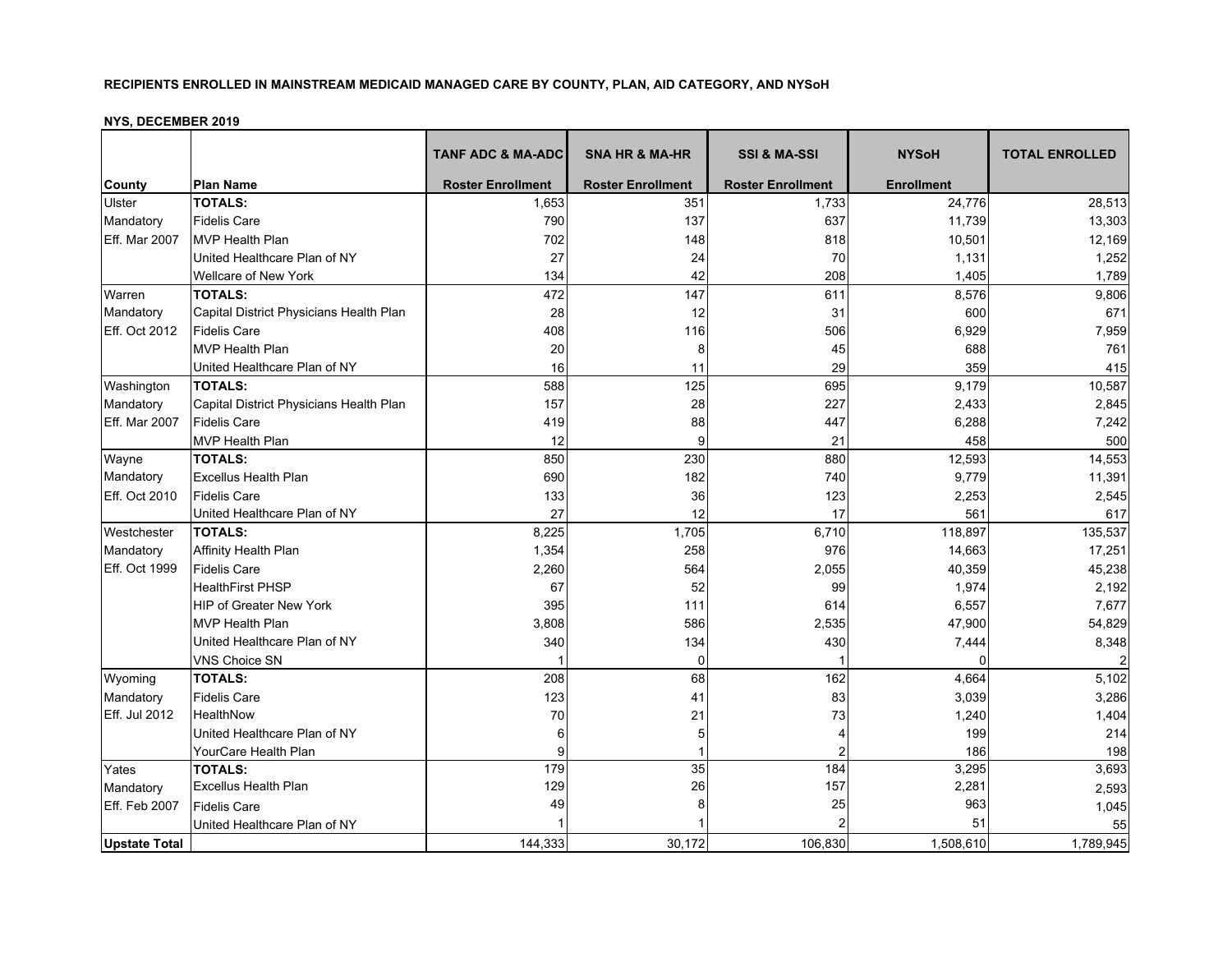**RECIPIENTS ENROLLED IN MAINSTREAM MEDICAID MANAGED CARE BY COUNTY, PLAN, AID CATEGORY, AND NYSoH**

**NYS, DECEMBER 2019**

| County | Plan Name | TANF ADC & MA-ADC Roster Enrollment | SNA HR & MA-HR Roster Enrollment | SSI & MA-SSI Roster Enrollment | NYSoH Enrollment | TOTAL ENROLLED |
|---|---|---|---|---|---|---|
| Ulster | **TOTALS:** | 1,653 | 351 | 1,733 | 24,776 | 28,513 |
| Mandatory | Fidelis Care | 790 | 137 | 637 | 11,739 | 13,303 |
| Eff. Mar 2007 | MVP Health Plan | 702 | 148 | 818 | 10,501 | 12,169 |
| | United Healthcare Plan of NY | 27 | 24 | 70 | 1,131 | 1,252 |
| | Wellcare of New York | 134 | 42 | 208 | 1,405 | 1,789 |
| Warren | **TOTALS:** | 472 | 147 | 611 | 8,576 | 9,806 |
| Mandatory | Capital District Physicians Health Plan | 28 | 12 | 31 | 600 | 671 |
| Eff. Oct 2012 | Fidelis Care | 408 | 116 | 506 | 6,929 | 7,959 |
| | MVP Health Plan | 20 | 8 | 45 | 688 | 761 |
| | United Healthcare Plan of NY | 16 | 11 | 29 | 359 | 415 |
| Washington | **TOTALS:** | 588 | 125 | 695 | 9,179 | 10,587 |
| Mandatory | Capital District Physicians Health Plan | 157 | 28 | 227 | 2,433 | 2,845 |
| Eff. Mar 2007 | Fidelis Care | 419 | 88 | 447 | 6,288 | 7,242 |
| | MVP Health Plan | 12 | 9 | 21 | 458 | 500 |
| Wayne | **TOTALS:** | 850 | 230 | 880 | 12,593 | 14,553 |
| Mandatory | Excellus Health Plan | 690 | 182 | 740 | 9,779 | 11,391 |
| Eff. Oct 2010 | Fidelis Care | 133 | 36 | 123 | 2,253 | 2,545 |
| | United Healthcare Plan of NY | 27 | 12 | 17 | 561 | 617 |
| Westchester | **TOTALS:** | 8,225 | 1,705 | 6,710 | 118,897 | 135,537 |
| Mandatory | Affinity Health Plan | 1,354 | 258 | 976 | 14,663 | 17,251 |
| Eff. Oct 1999 | Fidelis Care | 2,260 | 564 | 2,055 | 40,359 | 45,238 |
| | HealthFirst PHSP | 67 | 52 | 99 | 1,974 | 2,192 |
| | HIP of Greater New York | 395 | 111 | 614 | 6,557 | 7,677 |
| | MVP Health Plan | 3,808 | 586 | 2,535 | 47,900 | 54,829 |
| | United Healthcare Plan of NY | 340 | 134 | 430 | 7,444 | 8,348 |
| | VNS Choice SN | 1 | 0 | 1 | 0 | 2 |
| Wyoming | **TOTALS:** | 208 | 68 | 162 | 4,664 | 5,102 |
| Mandatory | Fidelis Care | 123 | 41 | 83 | 3,039 | 3,286 |
| Eff. Jul 2012 | HealthNow | 70 | 21 | 73 | 1,240 | 1,404 |
| | United Healthcare Plan of NY | 6 | 5 | 4 | 199 | 214 |
| | YourCare Health Plan | 9 | 1 | 2 | 186 | 198 |
| Yates | **TOTALS:** | 179 | 35 | 184 | 3,295 | 3,693 |
| Mandatory | Excellus Health Plan | 129 | 26 | 157 | 2,281 | 2,593 |
| Eff. Feb 2007 | Fidelis Care | 49 | 8 | 25 | 963 | 1,045 |
| | United Healthcare Plan of NY | 1 | 1 | 2 | 51 | 55 |
| **Upstate Total** | | 144,333 | 30,172 | 106,830 | 1,508,610 | 1,789,945 |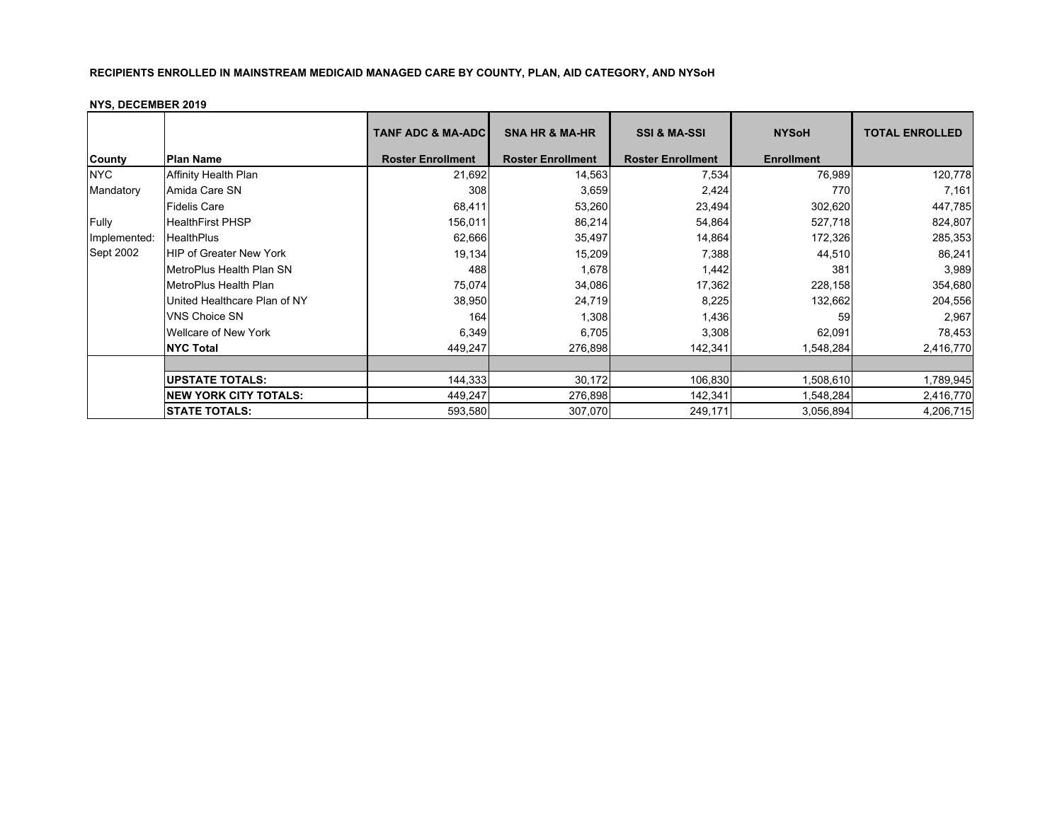**RECIPIENTS ENROLLED IN MAINSTREAM MEDICAID MANAGED CARE BY COUNTY, PLAN, AID CATEGORY, AND NYSoH**

**NYS, DECEMBER 2019**

| County | Plan Name | TANF ADC & MA-ADC Roster Enrollment | SNA HR & MA-HR Roster Enrollment | SSI & MA-SSI Roster Enrollment | NYSoH Enrollment | TOTAL ENROLLED |
|---|---|---|---|---|---|---|
| NYC | Affinity Health Plan | 21,692 | 14,563 | 7,534 | 76,989 | 120,778 |
| Mandatory | Amida Care SN | 308 | 3,659 | 2,424 | 770 | 7,161 |
| | Fidelis Care | 68,411 | 53,260 | 23,494 | 302,620 | 447,785 |
| Fully | HealthFirst PHSP | 156,011 | 86,214 | 54,864 | 527,718 | 824,807 |
| Implemented: | HealthPlus | 62,666 | 35,497 | 14,864 | 172,326 | 285,353 |
| Sept 2002 | HIP of Greater New York | 19,134 | 15,209 | 7,388 | 44,510 | 86,241 |
| | MetroPlus Health Plan SN | 488 | 1,678 | 1,442 | 381 | 3,989 |
| | MetroPlus Health Plan | 75,074 | 34,086 | 17,362 | 228,158 | 354,680 |
| | United Healthcare Plan of NY | 38,950 | 24,719 | 8,225 | 132,662 | 204,556 |
| | VNS Choice SN | 164 | 1,308 | 1,436 | 59 | 2,967 |
| | Wellcare of New York | 6,349 | 6,705 | 3,308 | 62,091 | 78,453 |
| | **NYC Total** | 449,247 | 276,898 | 142,341 | 1,548,284 | 2,416,770 |
| | | | | | | |
| | **UPSTATE TOTALS:** | 144,333 | 30,172 | 106,830 | 1,508,610 | 1,789,945 |
| | **NEW YORK CITY TOTALS:** | 449,247 | 276,898 | 142,341 | 1,548,284 | 2,416,770 |
| | **STATE TOTALS:** | 593,580 | 307,070 | 249,171 | 3,056,894 | 4,206,715 |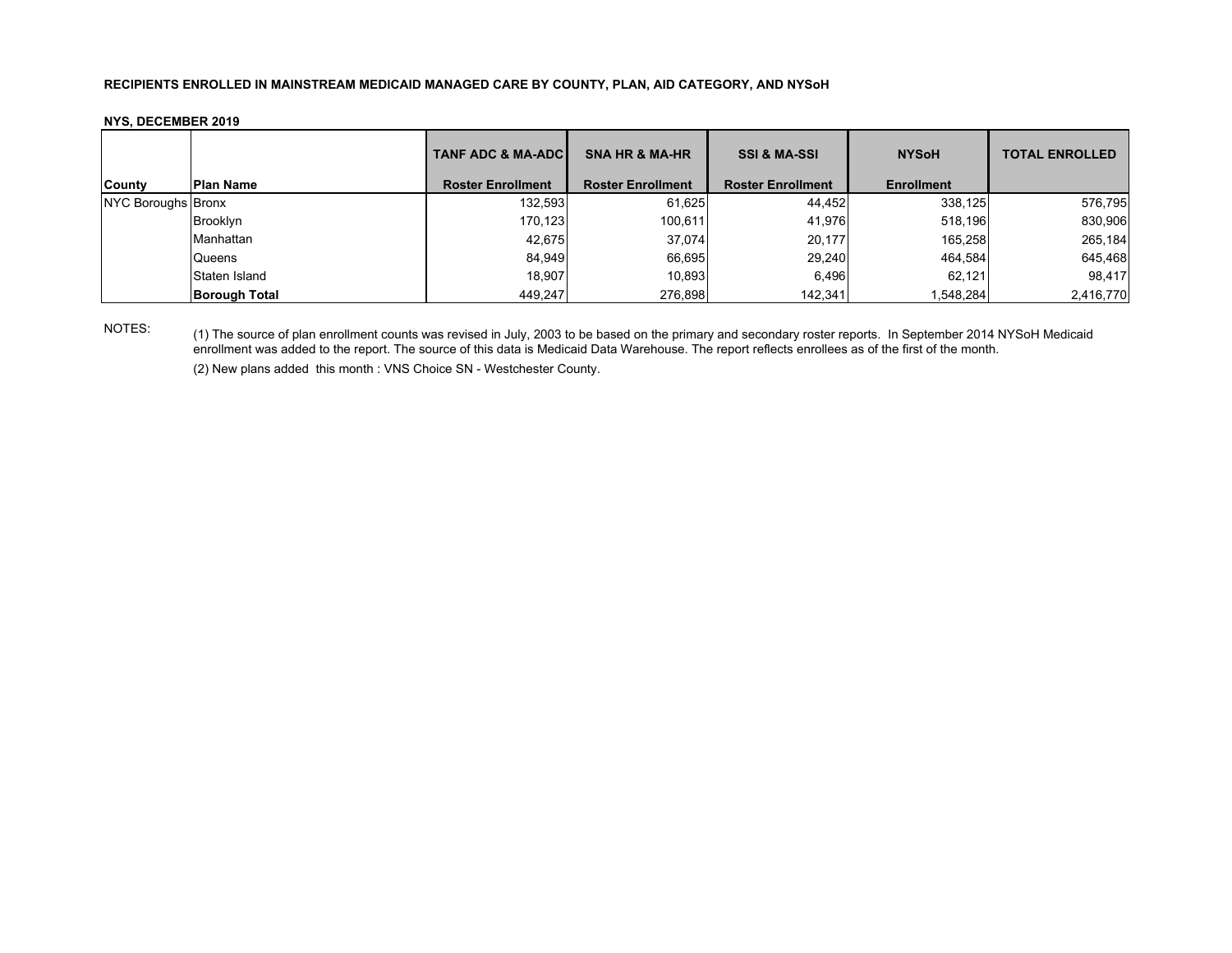**RECIPIENTS ENROLLED IN MAINSTREAM MEDICAID MANAGED CARE BY COUNTY, PLAN, AID CATEGORY, AND NYSoH**

**NYS, DECEMBER 2019**

| County | Plan Name | TANF ADC & MA-ADC Roster Enrollment | SNA HR & MA-HR Roster Enrollment | SSI & MA-SSI Roster Enrollment | NYSoH Enrollment | TOTAL ENROLLED |
|---|---|---|---|---|---|---|
| NYC Boroughs | Bronx | 132,593 | 61,625 | 44,452 | 338,125 | 576,795 |
| | Brooklyn | 170,123 | 100,611 | 41,976 | 518,196 | 830,906 |
| | Manhattan | 42,675 | 37,074 | 20,177 | 165,258 | 265,184 |
| | Queens | 84,949 | 66,695 | 29,240 | 464,584 | 645,468 |
| | Staten Island | 18,907 | 10,893 | 6,496 | 62,121 | 98,417 |
| | **Borough Total** | 449,247 | 276,898 | 142,341 | 1,548,284 | 2,416,770 |

NOTES:

(1) The source of plan enrollment counts was revised in July, 2003 to be based on the primary and secondary roster reports. In September 2014 NYSoH Medicaid enrollment was added to the report. The source of this data is Medicaid Data Warehouse. The report reflects enrollees as of the first of the month.

(2) New plans added this month : VNS Choice SN - Westchester County.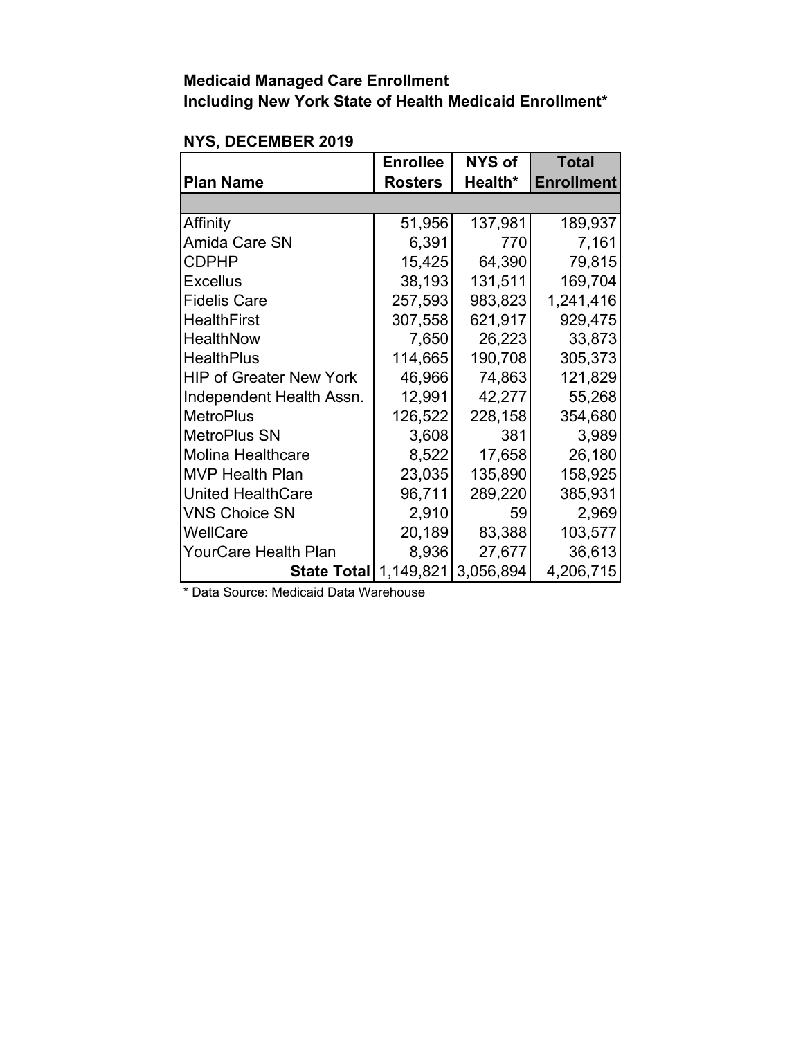**Medicaid Managed Care Enrollment**
**Including New York State of Health Medicaid Enrollment***

**NYS, DECEMBER 2019**

| Plan Name | Enrollee Rosters | NYS of Health* | Total Enrollment |
|---|---|---|---|
| | | | |
| Affinity | 51,956 | 137,981 | 189,937 |
| Amida Care SN | 6,391 | 770 | 7,161 |
| CDPHP | 15,425 | 64,390 | 79,815 |
| Excellus | 38,193 | 131,511 | 169,704 |
| Fidelis Care | 257,593 | 983,823 | 1,241,416 |
| HealthFirst | 307,558 | 621,917 | 929,475 |
| HealthNow | 7,650 | 26,223 | 33,873 |
| HealthPlus | 114,665 | 190,708 | 305,373 |
| HIP of Greater New York | 46,966 | 74,863 | 121,829 |
| Independent Health Assn. | 12,991 | 42,277 | 55,268 |
| MetroPlus | 126,522 | 228,158 | 354,680 |
| MetroPlus SN | 3,608 | 381 | 3,989 |
| Molina Healthcare | 8,522 | 17,658 | 26,180 |
| MVP Health Plan | 23,035 | 135,890 | 158,925 |
| United HealthCare | 96,711 | 289,220 | 385,931 |
| VNS Choice SN | 2,910 | 59 | 2,969 |
| WellCare | 20,189 | 83,388 | 103,577 |
| YourCare Health Plan | 8,936 | 27,677 | 36,613 |
| **State Total** | 1,149,821 | 3,056,894 | 4,206,715 |

* Data Source: Medicaid Data Warehouse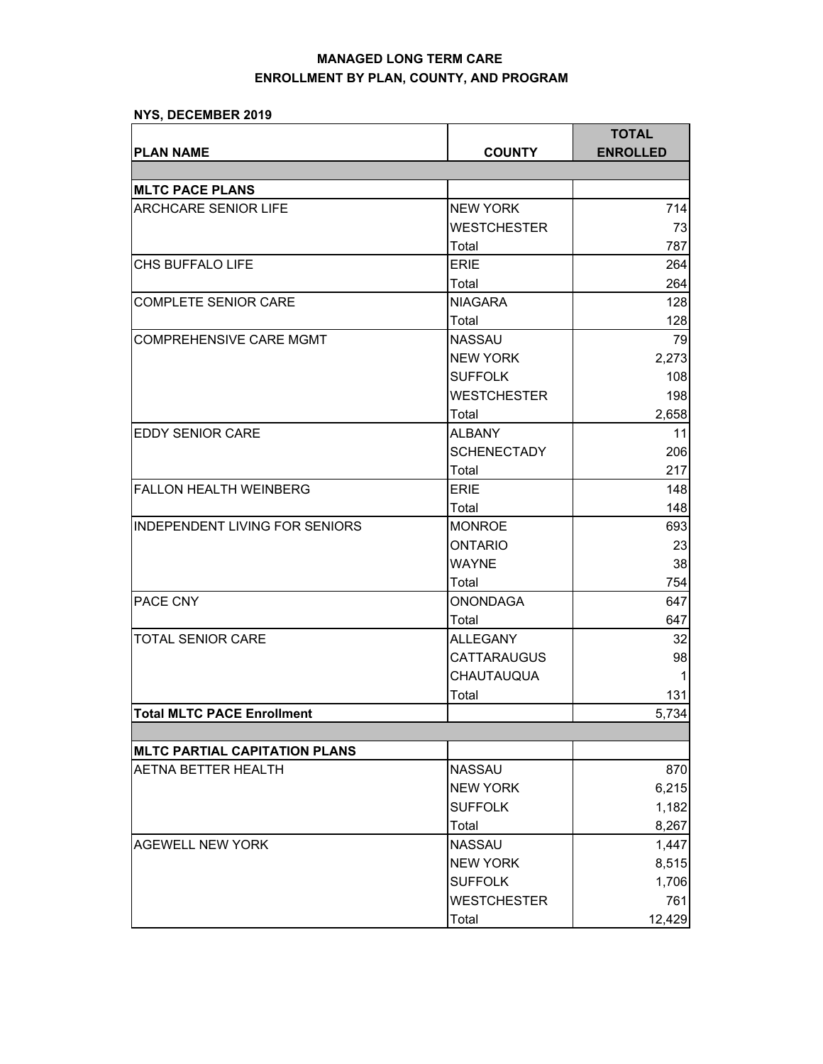**MANAGED LONG TERM CARE**
**ENROLLMENT BY PLAN, COUNTY, AND PROGRAM**

**NYS, DECEMBER 2019**

| PLAN NAME | COUNTY | TOTAL ENROLLED |
|---|---|---|
| | | |
| **MLTC PACE PLANS** | | |
| ARCHCARE SENIOR LIFE | NEW YORK | 714 |
| | WESTCHESTER | 73 |
| | Total | 787 |
| CHS BUFFALO LIFE | ERIE | 264 |
| | Total | 264 |
| COMPLETE SENIOR CARE | NIAGARA | 128 |
| | Total | 128 |
| COMPREHENSIVE CARE MGMT | NASSAU | 79 |
| | NEW YORK | 2,273 |
| | SUFFOLK | 108 |
| | WESTCHESTER | 198 |
| | Total | 2,658 |
| EDDY SENIOR CARE | ALBANY | 11 |
| | SCHENECTADY | 206 |
| | Total | 217 |
| FALLON HEALTH WEINBERG | ERIE | 148 |
| | Total | 148 |
| INDEPENDENT LIVING FOR SENIORS | MONROE | 693 |
| | ONTARIO | 23 |
| | WAYNE | 38 |
| | Total | 754 |
| PACE CNY | ONONDAGA | 647 |
| | Total | 647 |
| TOTAL SENIOR CARE | ALLEGANY | 32 |
| | CATTARAUGUS | 98 |
| | CHAUTAUQUA | 1 |
| | Total | 131 |
| **Total MLTC PACE Enrollment** | | 5,734 |
| | | |
| **MLTC PARTIAL CAPITATION PLANS** | | |
| AETNA BETTER HEALTH | NASSAU | 870 |
| | NEW YORK | 6,215 |
| | SUFFOLK | 1,182 |
| | Total | 8,267 |
| AGEWELL NEW YORK | NASSAU | 1,447 |
| | NEW YORK | 8,515 |
| | SUFFOLK | 1,706 |
| | WESTCHESTER | 761 |
| | Total | 12,429 |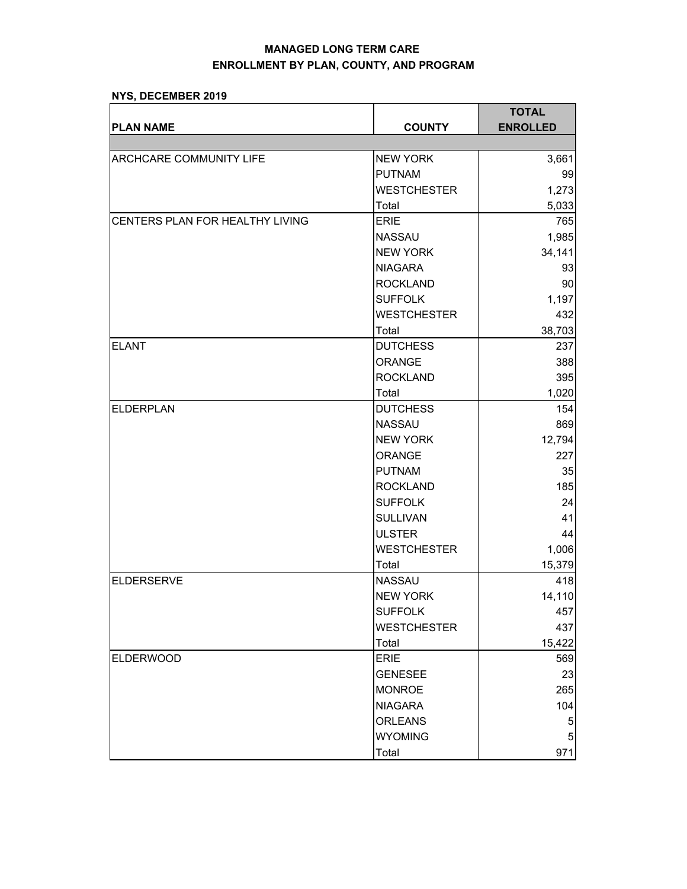# MANAGED LONG TERM CARE
## ENROLLMENT BY PLAN, COUNTY, AND PROGRAM

**NYS, DECEMBER 2019**

| PLAN NAME | COUNTY | TOTAL ENROLLED |
|---|---|---|
| | | |
| ARCHCARE COMMUNITY LIFE | NEW YORK | 3,661 |
| | PUTNAM | 99 |
| | WESTCHESTER | 1,273 |
| | Total | 5,033 |
| CENTERS PLAN FOR HEALTHY LIVING | ERIE | 765 |
| | NASSAU | 1,985 |
| | NEW YORK | 34,141 |
| | NIAGARA | 93 |
| | ROCKLAND | 90 |
| | SUFFOLK | 1,197 |
| | WESTCHESTER | 432 |
| | Total | 38,703 |
| ELANT | DUTCHESS | 237 |
| | ORANGE | 388 |
| | ROCKLAND | 395 |
| | Total | 1,020 |
| ELDERPLAN | DUTCHESS | 154 |
| | NASSAU | 869 |
| | NEW YORK | 12,794 |
| | ORANGE | 227 |
| | PUTNAM | 35 |
| | ROCKLAND | 185 |
| | SUFFOLK | 24 |
| | SULLIVAN | 41 |
| | ULSTER | 44 |
| | WESTCHESTER | 1,006 |
| | Total | 15,379 |
| ELDERSERVE | NASSAU | 418 |
| | NEW YORK | 14,110 |
| | SUFFOLK | 457 |
| | WESTCHESTER | 437 |
| | Total | 15,422 |
| ELDERWOOD | ERIE | 569 |
| | GENESEE | 23 |
| | MONROE | 265 |
| | NIAGARA | 104 |
| | ORLEANS | 5 |
| | WYOMING | 5 |
| | Total | 971 |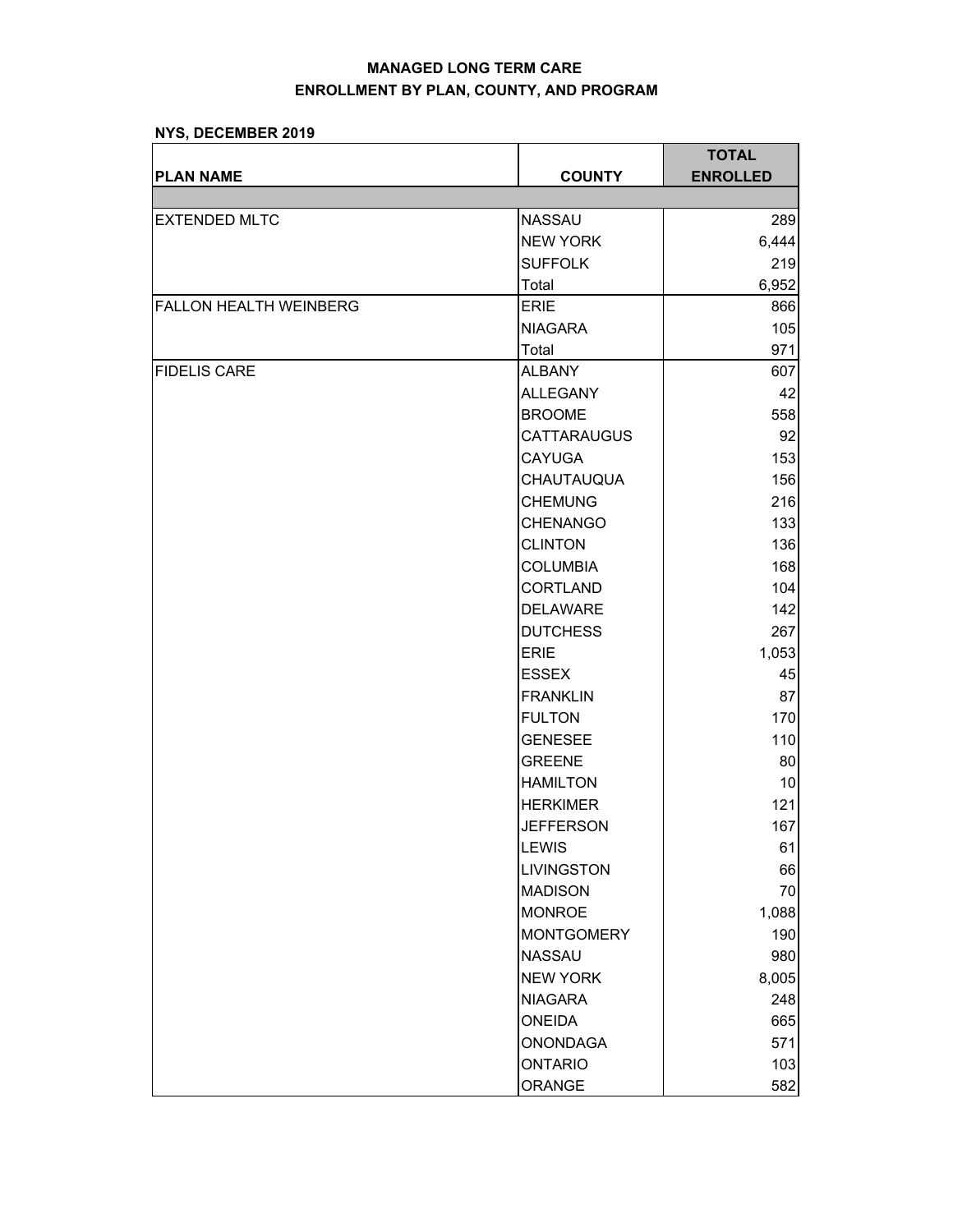**MANAGED LONG TERM CARE**
**ENROLLMENT BY PLAN, COUNTY, AND PROGRAM**

**NYS, DECEMBER 2019**

| PLAN NAME | COUNTY | TOTAL ENROLLED |
|---|---|---|
| | | |
| EXTENDED MLTC | NASSAU | 289 |
| | NEW YORK | 6,444 |
| | SUFFOLK | 219 |
| | Total | 6,952 |
| FALLON HEALTH WEINBERG | ERIE | 866 |
| | NIAGARA | 105 |
| | Total | 971 |
| FIDELIS CARE | ALBANY | 607 |
| | ALLEGANY | 42 |
| | BROOME | 558 |
| | CATTARAUGUS | 92 |
| | CAYUGA | 153 |
| | CHAUTAUQUA | 156 |
| | CHEMUNG | 216 |
| | CHENANGO | 133 |
| | CLINTON | 136 |
| | COLUMBIA | 168 |
| | CORTLAND | 104 |
| | DELAWARE | 142 |
| | DUTCHESS | 267 |
| | ERIE | 1,053 |
| | ESSEX | 45 |
| | FRANKLIN | 87 |
| | FULTON | 170 |
| | GENESEE | 110 |
| | GREENE | 80 |
| | HAMILTON | 10 |
| | HERKIMER | 121 |
| | JEFFERSON | 167 |
| | LEWIS | 61 |
| | LIVINGSTON | 66 |
| | MADISON | 70 |
| | MONROE | 1,088 |
| | MONTGOMERY | 190 |
| | NASSAU | 980 |
| | NEW YORK | 8,005 |
| | NIAGARA | 248 |
| | ONEIDA | 665 |
| | ONONDAGA | 571 |
| | ONTARIO | 103 |
| | ORANGE | 582 |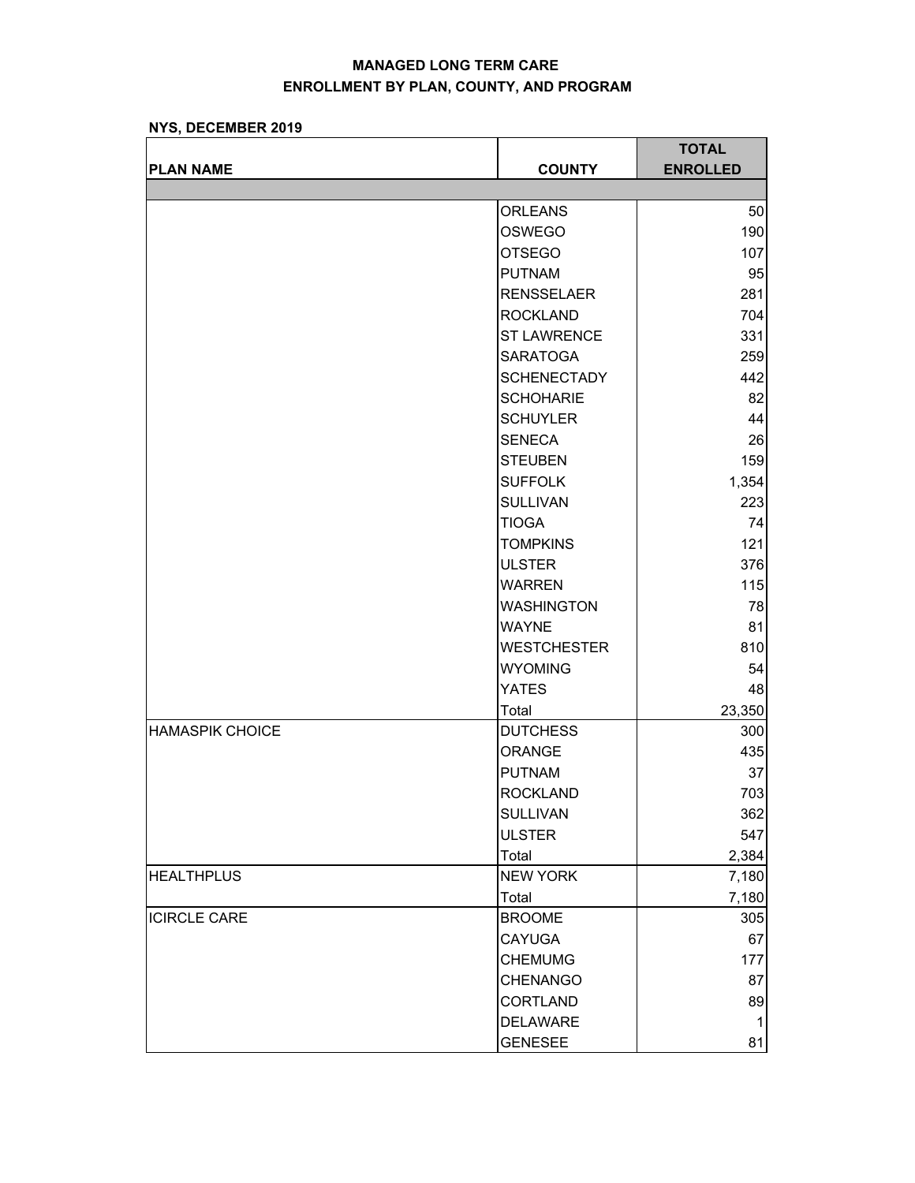**MANAGED LONG TERM CARE**
**ENROLLMENT BY PLAN, COUNTY, AND PROGRAM**

**NYS, DECEMBER 2019**

| PLAN NAME | COUNTY | TOTAL ENROLLED |
|---|---|---|
| | | |
| | ORLEANS | 50 |
| | OSWEGO | 190 |
| | OTSEGO | 107 |
| | PUTNAM | 95 |
| | RENSSELAER | 281 |
| | ROCKLAND | 704 |
| | ST LAWRENCE | 331 |
| | SARATOGA | 259 |
| | SCHENECTADY | 442 |
| | SCHOHARIE | 82 |
| | SCHUYLER | 44 |
| | SENECA | 26 |
| | STEUBEN | 159 |
| | SUFFOLK | 1,354 |
| | SULLIVAN | 223 |
| | TIOGA | 74 |
| | TOMPKINS | 121 |
| | ULSTER | 376 |
| | WARREN | 115 |
| | WASHINGTON | 78 |
| | WAYNE | 81 |
| | WESTCHESTER | 810 |
| | WYOMING | 54 |
| | YATES | 48 |
| | Total | 23,350 |
| HAMASPIK CHOICE | DUTCHESS | 300 |
| | ORANGE | 435 |
| | PUTNAM | 37 |
| | ROCKLAND | 703 |
| | SULLIVAN | 362 |
| | ULSTER | 547 |
| | Total | 2,384 |
| HEALTHPLUS | NEW YORK | 7,180 |
| | Total | 7,180 |
| ICIRCLE CARE | BROOME | 305 |
| | CAYUGA | 67 |
| | CHEMUMG | 177 |
| | CHENANGO | 87 |
| | CORTLAND | 89 |
| | DELAWARE | 1 |
| | GENESEE | 81 |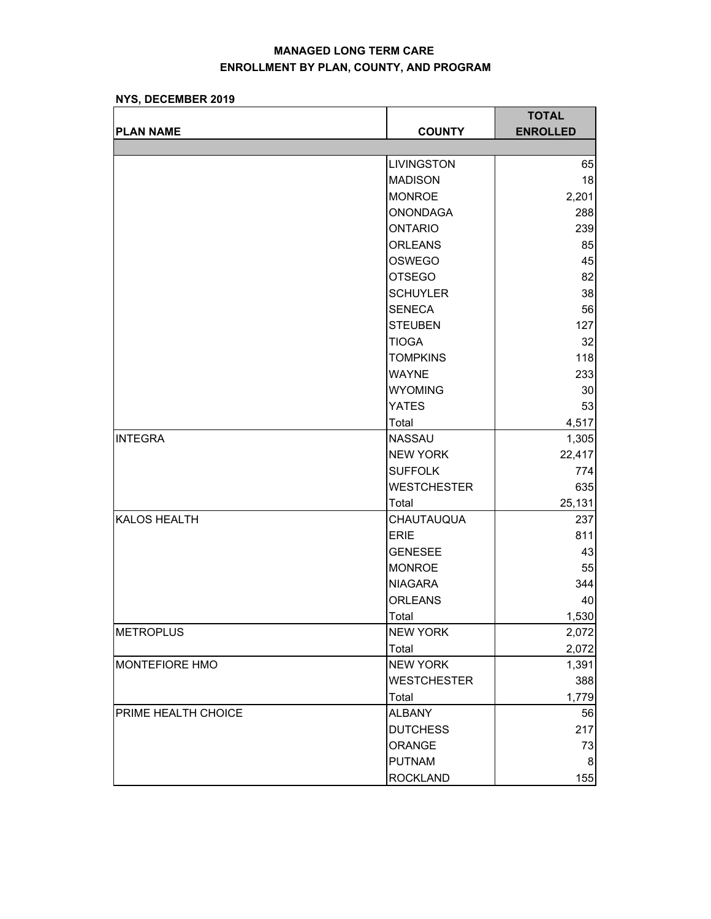**MANAGED LONG TERM CARE**
**ENROLLMENT BY PLAN, COUNTY, AND PROGRAM**

**NYS, DECEMBER 2019**

| PLAN NAME | COUNTY | TOTAL ENROLLED |
| --- | --- | --- |
| | | |
| | LIVINGSTON | 65 |
| | MADISON | 18 |
| | MONROE | 2,201 |
| | ONONDAGA | 288 |
| | ONTARIO | 239 |
| | ORLEANS | 85 |
| | OSWEGO | 45 |
| | OTSEGO | 82 |
| | SCHUYLER | 38 |
| | SENECA | 56 |
| | STEUBEN | 127 |
| | TIOGA | 32 |
| | TOMPKINS | 118 |
| | WAYNE | 233 |
| | WYOMING | 30 |
| | YATES | 53 |
| | Total | 4,517 |
| INTEGRA | NASSAU | 1,305 |
| | NEW YORK | 22,417 |
| | SUFFOLK | 774 |
| | WESTCHESTER | 635 |
| | Total | 25,131 |
| KALOS HEALTH | CHAUTAUQUA | 237 |
| | ERIE | 811 |
| | GENESEE | 43 |
| | MONROE | 55 |
| | NIAGARA | 344 |
| | ORLEANS | 40 |
| | Total | 1,530 |
| METROPLUS | NEW YORK | 2,072 |
| | Total | 2,072 |
| MONTEFIORE HMO | NEW YORK | 1,391 |
| | WESTCHESTER | 388 |
| | Total | 1,779 |
| PRIME HEALTH CHOICE | ALBANY | 56 |
| | DUTCHESS | 217 |
| | ORANGE | 73 |
| | PUTNAM | 8 |
| | ROCKLAND | 155 |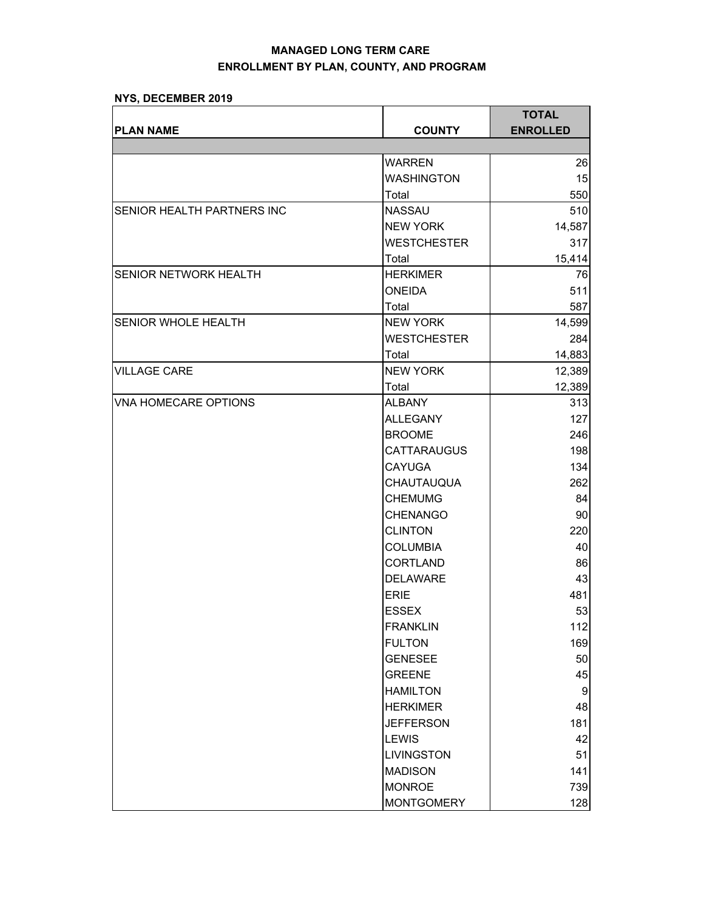**MANAGED LONG TERM CARE**
**ENROLLMENT BY PLAN, COUNTY, AND PROGRAM**

**NYS, DECEMBER 2019**

| PLAN NAME | COUNTY | TOTAL ENROLLED |
|---|---|---|
| | | |
| | WARREN | 26 |
| | WASHINGTON | 15 |
| | Total | 550 |
| SENIOR HEALTH PARTNERS INC | NASSAU | 510 |
| | NEW YORK | 14,587 |
| | WESTCHESTER | 317 |
| | Total | 15,414 |
| SENIOR NETWORK HEALTH | HERKIMER | 76 |
| | ONEIDA | 511 |
| | Total | 587 |
| SENIOR WHOLE HEALTH | NEW YORK | 14,599 |
| | WESTCHESTER | 284 |
| | Total | 14,883 |
| VILLAGE CARE | NEW YORK | 12,389 |
| | Total | 12,389 |
| VNA HOMECARE OPTIONS | ALBANY | 313 |
| | ALLEGANY | 127 |
| | BROOME | 246 |
| | CATTARAUGUS | 198 |
| | CAYUGA | 134 |
| | CHAUTAUQUA | 262 |
| | CHEMUMG | 84 |
| | CHENANGO | 90 |
| | CLINTON | 220 |
| | COLUMBIA | 40 |
| | CORTLAND | 86 |
| | DELAWARE | 43 |
| | ERIE | 481 |
| | ESSEX | 53 |
| | FRANKLIN | 112 |
| | FULTON | 169 |
| | GENESEE | 50 |
| | GREENE | 45 |
| | HAMILTON | 9 |
| | HERKIMER | 48 |
| | JEFFERSON | 181 |
| | LEWIS | 42 |
| | LIVINGSTON | 51 |
| | MADISON | 141 |
| | MONROE | 739 |
| | MONTGOMERY | 128 |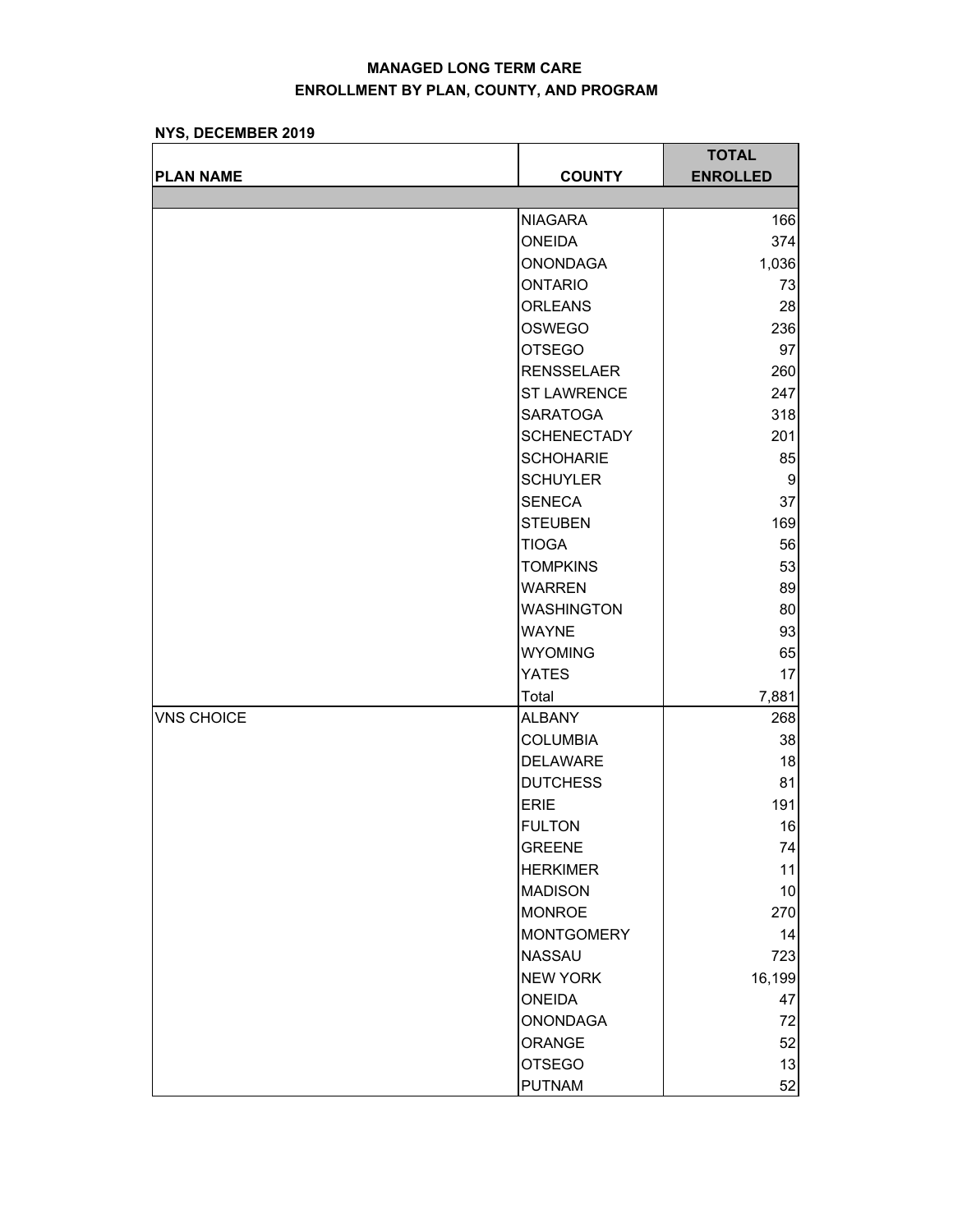**MANAGED LONG TERM CARE**
**ENROLLMENT BY PLAN, COUNTY, AND PROGRAM**

**NYS, DECEMBER 2019**

| PLAN NAME | COUNTY | TOTAL ENROLLED |
|---|---|---|
| | | |
| | NIAGARA | 166 |
| | ONEIDA | 374 |
| | ONONDAGA | 1,036 |
| | ONTARIO | 73 |
| | ORLEANS | 28 |
| | OSWEGO | 236 |
| | OTSEGO | 97 |
| | RENSSELAER | 260 |
| | ST LAWRENCE | 247 |
| | SARATOGA | 318 |
| | SCHENECTADY | 201 |
| | SCHOHARIE | 85 |
| | SCHUYLER | 9 |
| | SENECA | 37 |
| | STEUBEN | 169 |
| | TIOGA | 56 |
| | TOMPKINS | 53 |
| | WARREN | 89 |
| | WASHINGTON | 80 |
| | WAYNE | 93 |
| | WYOMING | 65 |
| | YATES | 17 |
| | Total | 7,881 |
| VNS CHOICE | ALBANY | 268 |
| | COLUMBIA | 38 |
| | DELAWARE | 18 |
| | DUTCHESS | 81 |
| | ERIE | 191 |
| | FULTON | 16 |
| | GREENE | 74 |
| | HERKIMER | 11 |
| | MADISON | 10 |
| | MONROE | 270 |
| | MONTGOMERY | 14 |
| | NASSAU | 723 |
| | NEW YORK | 16,199 |
| | ONEIDA | 47 |
| | ONONDAGA | 72 |
| | ORANGE | 52 |
| | OTSEGO | 13 |
| | PUTNAM | 52 |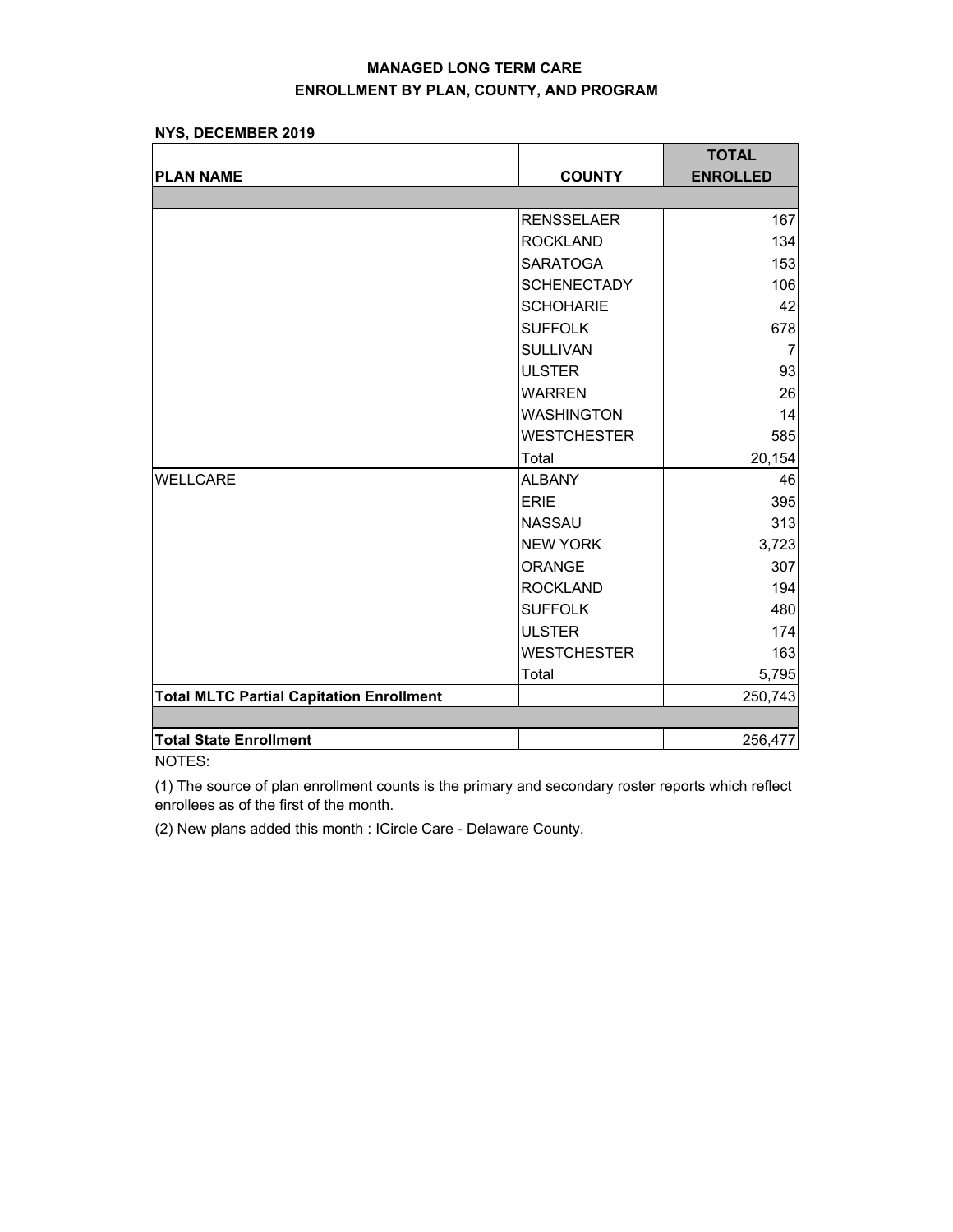**MANAGED LONG TERM CARE**
**ENROLLMENT BY PLAN, COUNTY, AND PROGRAM**

**NYS, DECEMBER 2019**

| PLAN NAME | COUNTY | TOTAL ENROLLED |
|---|---|---|
| | | |
| | RENSSELAER | 167 |
| | ROCKLAND | 134 |
| | SARATOGA | 153 |
| | SCHENECTADY | 106 |
| | SCHOHARIE | 42 |
| | SUFFOLK | 678 |
| | SULLIVAN | 7 |
| | ULSTER | 93 |
| | WARREN | 26 |
| | WASHINGTON | 14 |
| | WESTCHESTER | 585 |
| | Total | 20,154 |
| WELLCARE | ALBANY | 46 |
| | ERIE | 395 |
| | NASSAU | 313 |
| | NEW YORK | 3,723 |
| | ORANGE | 307 |
| | ROCKLAND | 194 |
| | SUFFOLK | 480 |
| | ULSTER | 174 |
| | WESTCHESTER | 163 |
| | Total | 5,795 |
| **Total MLTC Partial Capitation Enrollment** | | 250,743 |
| | | |
| **Total State Enrollment** | | 256,477 |

NOTES:

(1) The source of plan enrollment counts is the primary and secondary roster reports which reflect enrollees as of the first of the month.

(2) New plans added this month : ICircle Care - Delaware County.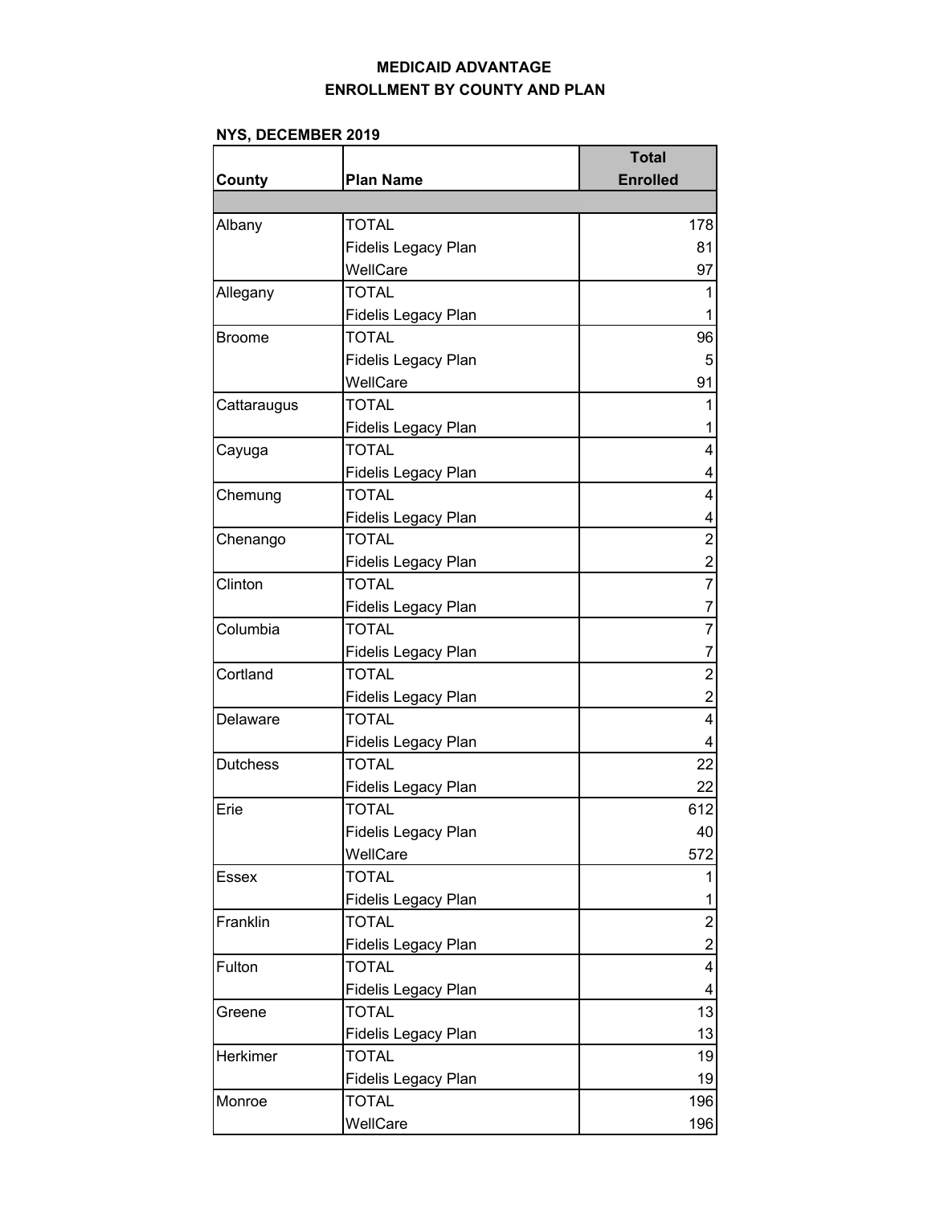**MEDICAID ADVANTAGE**
**ENROLLMENT BY COUNTY AND PLAN**

**NYS, DECEMBER 2019**

| County | Plan Name | Total Enrolled |
|---|---|---|
| | | |
| Albany | TOTAL | 178 |
| | Fidelis Legacy Plan | 81 |
| | WellCare | 97 |
| Allegany | TOTAL | 1 |
| | Fidelis Legacy Plan | 1 |
| Broome | TOTAL | 96 |
| | Fidelis Legacy Plan | 5 |
| | WellCare | 91 |
| Cattaraugus | TOTAL | 1 |
| | Fidelis Legacy Plan | 1 |
| Cayuga | TOTAL | 4 |
| | Fidelis Legacy Plan | 4 |
| Chemung | TOTAL | 4 |
| | Fidelis Legacy Plan | 4 |
| Chenango | TOTAL | 2 |
| | Fidelis Legacy Plan | 2 |
| Clinton | TOTAL | 7 |
| | Fidelis Legacy Plan | 7 |
| Columbia | TOTAL | 7 |
| | Fidelis Legacy Plan | 7 |
| Cortland | TOTAL | 2 |
| | Fidelis Legacy Plan | 2 |
| Delaware | TOTAL | 4 |
| | Fidelis Legacy Plan | 4 |
| Dutchess | TOTAL | 22 |
| | Fidelis Legacy Plan | 22 |
| Erie | TOTAL | 612 |
| | Fidelis Legacy Plan | 40 |
| | WellCare | 572 |
| Essex | TOTAL | 1 |
| | Fidelis Legacy Plan | 1 |
| Franklin | TOTAL | 2 |
| | Fidelis Legacy Plan | 2 |
| Fulton | TOTAL | 4 |
| | Fidelis Legacy Plan | 4 |
| Greene | TOTAL | 13 |
| | Fidelis Legacy Plan | 13 |
| Herkimer | TOTAL | 19 |
| | Fidelis Legacy Plan | 19 |
| Monroe | TOTAL | 196 |
| | WellCare | 196 |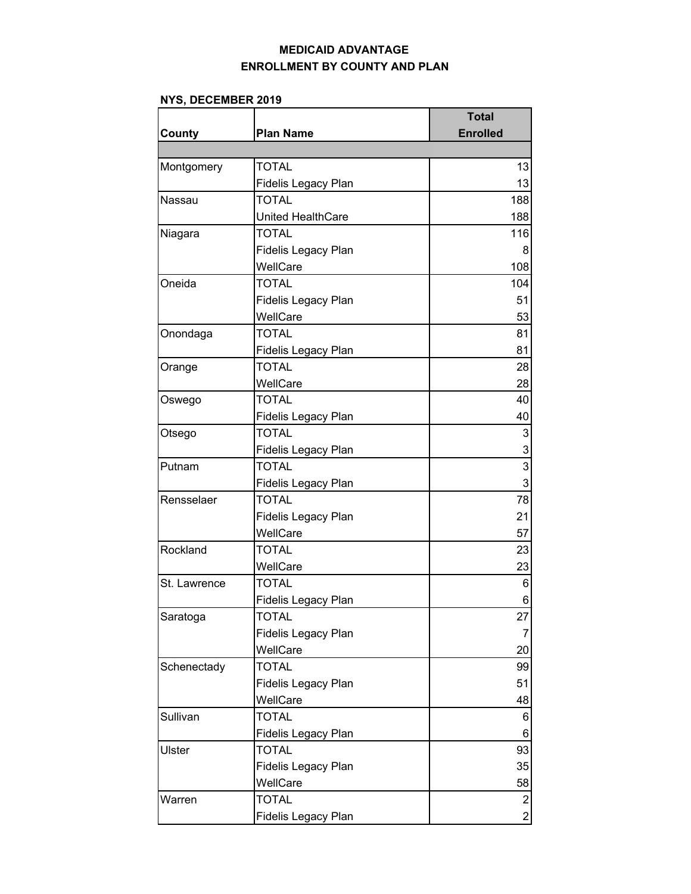**MEDICAID ADVANTAGE**
**ENROLLMENT BY COUNTY AND PLAN**

**NYS, DECEMBER 2019**

| County | Plan Name | Total Enrolled |
|---|---|---|
| | | |
| Montgomery | TOTAL | 13 |
| | Fidelis Legacy Plan | 13 |
| Nassau | TOTAL | 188 |
| | United HealthCare | 188 |
| Niagara | TOTAL | 116 |
| | Fidelis Legacy Plan | 8 |
| | WellCare | 108 |
| Oneida | TOTAL | 104 |
| | Fidelis Legacy Plan | 51 |
| | WellCare | 53 |
| Onondaga | TOTAL | 81 |
| | Fidelis Legacy Plan | 81 |
| Orange | TOTAL | 28 |
| | WellCare | 28 |
| Oswego | TOTAL | 40 |
| | Fidelis Legacy Plan | 40 |
| Otsego | TOTAL | 3 |
| | Fidelis Legacy Plan | 3 |
| Putnam | TOTAL | 3 |
| | Fidelis Legacy Plan | 3 |
| Rensselaer | TOTAL | 78 |
| | Fidelis Legacy Plan | 21 |
| | WellCare | 57 |
| Rockland | TOTAL | 23 |
| | WellCare | 23 |
| St. Lawrence | TOTAL | 6 |
| | Fidelis Legacy Plan | 6 |
| Saratoga | TOTAL | 27 |
| | Fidelis Legacy Plan | 7 |
| | WellCare | 20 |
| Schenectady | TOTAL | 99 |
| | Fidelis Legacy Plan | 51 |
| | WellCare | 48 |
| Sullivan | TOTAL | 6 |
| | Fidelis Legacy Plan | 6 |
| Ulster | TOTAL | 93 |
| | Fidelis Legacy Plan | 35 |
| | WellCare | 58 |
| Warren | TOTAL | 2 |
| | Fidelis Legacy Plan | 2 |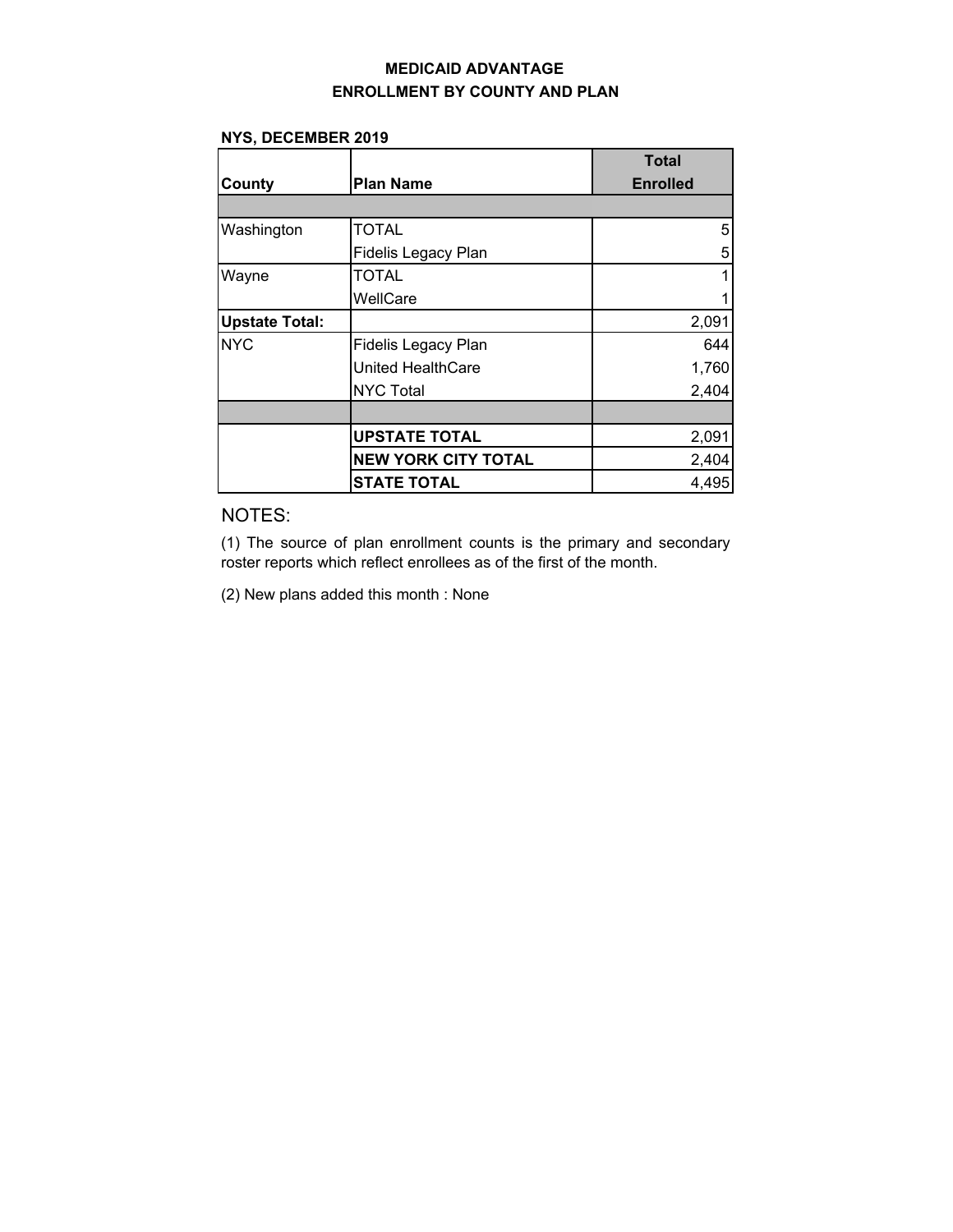**MEDICAID ADVANTAGE**

**ENROLLMENT BY COUNTY AND PLAN**

**NYS, DECEMBER 2019**

| County | Plan Name | Total Enrolled |
|---|---|---|
| | | |
| Washington | TOTAL | 5 |
| | Fidelis Legacy Plan | 5 |
| Wayne | TOTAL | 1 |
| | WellCare | 1 |
| **Upstate Total:** | | 2,091 |
| NYC | Fidelis Legacy Plan | 644 |
| | United HealthCare | 1,760 |
| | NYC Total | 2,404 |
| | | |
| | **UPSTATE TOTAL** | 2,091 |
| | **NEW YORK CITY TOTAL** | 2,404 |
| | **STATE TOTAL** | 4,495 |

NOTES:

(1) The source of plan enrollment counts is the primary and secondary roster reports which reflect enrollees as of the first of the month.

(2) New plans added this month : None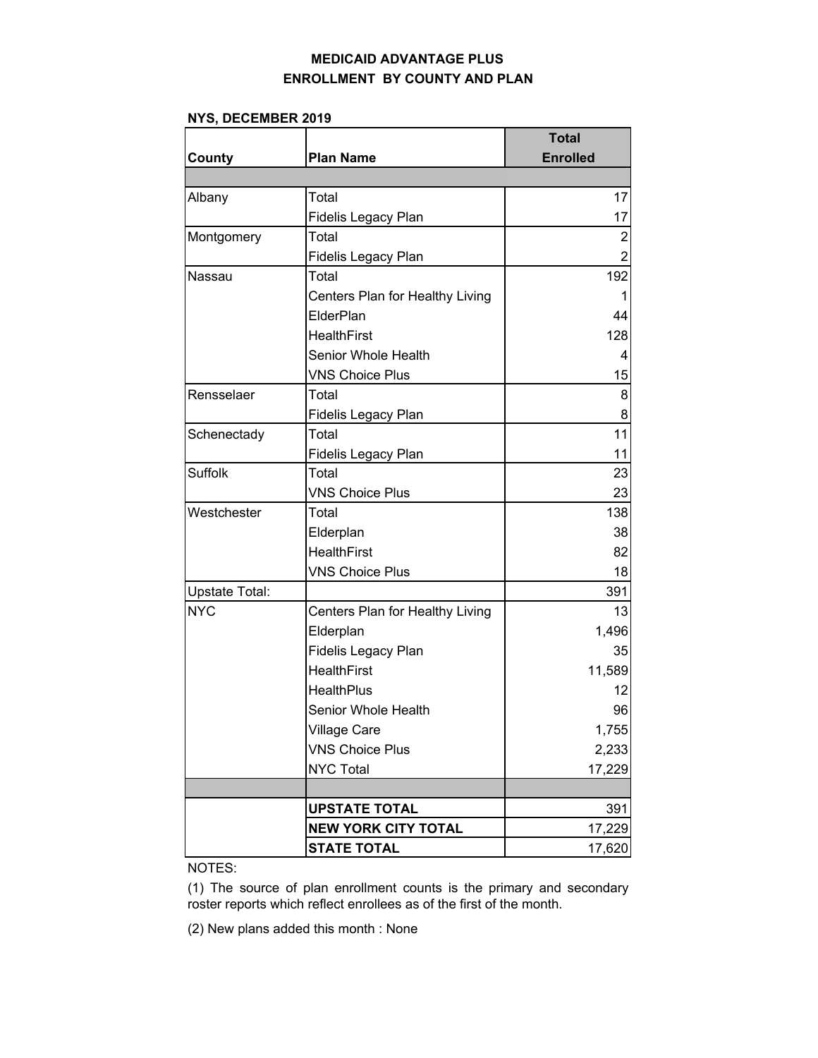**MEDICAID ADVANTAGE PLUS**
**ENROLLMENT BY COUNTY AND PLAN**

**NYS, DECEMBER 2019**

| County | Plan Name | Total Enrolled |
|---|---|---|
| | | |
| Albany | Total | 17 |
| | Fidelis Legacy Plan | 17 |
| Montgomery | Total | 2 |
| | Fidelis Legacy Plan | 2 |
| Nassau | Total | 192 |
| | Centers Plan for Healthy Living | 1 |
| | ElderPlan | 44 |
| | HealthFirst | 128 |
| | Senior Whole Health | 4 |
| | VNS Choice Plus | 15 |
| Rensselaer | Total | 8 |
| | Fidelis Legacy Plan | 8 |
| Schenectady | Total | 11 |
| | Fidelis Legacy Plan | 11 |
| Suffolk | Total | 23 |
| | VNS Choice Plus | 23 |
| Westchester | Total | 138 |
| | Elderplan | 38 |
| | HealthFirst | 82 |
| | VNS Choice Plus | 18 |
| Upstate Total: | | 391 |
| NYC | Centers Plan for Healthy Living | 13 |
| | Elderplan | 1,496 |
| | Fidelis Legacy Plan | 35 |
| | HealthFirst | 11,589 |
| | HealthPlus | 12 |
| | Senior Whole Health | 96 |
| | Village Care | 1,755 |
| | VNS Choice Plus | 2,233 |
| | NYC Total | 17,229 |
| | | |
| | **UPSTATE TOTAL** | 391 |
| | **NEW YORK CITY TOTAL** | 17,229 |
| | **STATE TOTAL** | 17,620 |

NOTES:

(1) The source of plan enrollment counts is the primary and secondary roster reports which reflect enrollees as of the first of the month.

(2) New plans added this month : None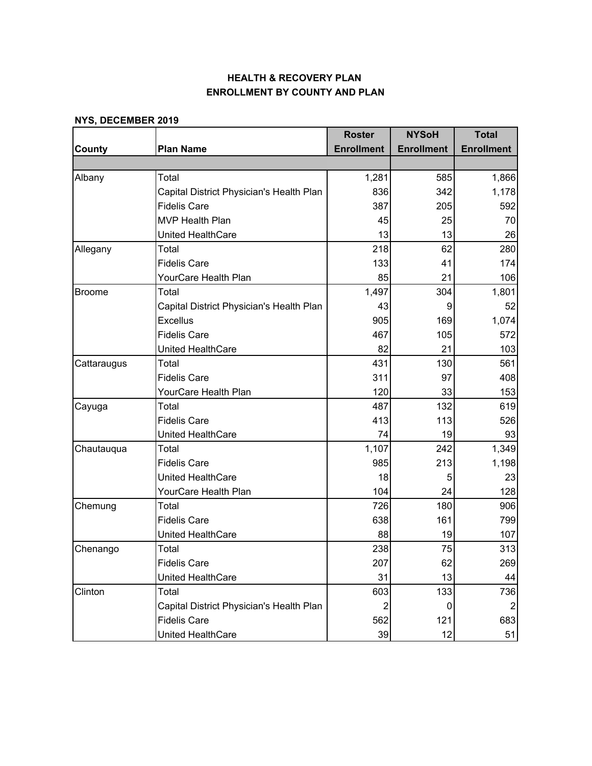**HEALTH & RECOVERY PLAN**
**ENROLLMENT BY COUNTY AND PLAN**

**NYS, DECEMBER 2019**

| County | Plan Name | Roster Enrollment | NYSoH Enrollment | Total Enrollment |
|---|---|---|---|---|
| | | | | |
| Albany | Total | 1,281 | 585 | 1,866 |
| | Capital District Physician's Health Plan | 836 | 342 | 1,178 |
| | Fidelis Care | 387 | 205 | 592 |
| | MVP Health Plan | 45 | 25 | 70 |
| | United HealthCare | 13 | 13 | 26 |
| Allegany | Total | 218 | 62 | 280 |
| | Fidelis Care | 133 | 41 | 174 |
| | YourCare Health Plan | 85 | 21 | 106 |
| Broome | Total | 1,497 | 304 | 1,801 |
| | Capital District Physician's Health Plan | 43 | 9 | 52 |
| | Excellus | 905 | 169 | 1,074 |
| | Fidelis Care | 467 | 105 | 572 |
| | United HealthCare | 82 | 21 | 103 |
| Cattaraugus | Total | 431 | 130 | 561 |
| | Fidelis Care | 311 | 97 | 408 |
| | YourCare Health Plan | 120 | 33 | 153 |
| Cayuga | Total | 487 | 132 | 619 |
| | Fidelis Care | 413 | 113 | 526 |
| | United HealthCare | 74 | 19 | 93 |
| Chautauqua | Total | 1,107 | 242 | 1,349 |
| | Fidelis Care | 985 | 213 | 1,198 |
| | United HealthCare | 18 | 5 | 23 |
| | YourCare Health Plan | 104 | 24 | 128 |
| Chemung | Total | 726 | 180 | 906 |
| | Fidelis Care | 638 | 161 | 799 |
| | United HealthCare | 88 | 19 | 107 |
| Chenango | Total | 238 | 75 | 313 |
| | Fidelis Care | 207 | 62 | 269 |
| | United HealthCare | 31 | 13 | 44 |
| Clinton | Total | 603 | 133 | 736 |
| | Capital District Physician's Health Plan | 2 | 0 | 2 |
| | Fidelis Care | 562 | 121 | 683 |
| | United HealthCare | 39 | 12 | 51 |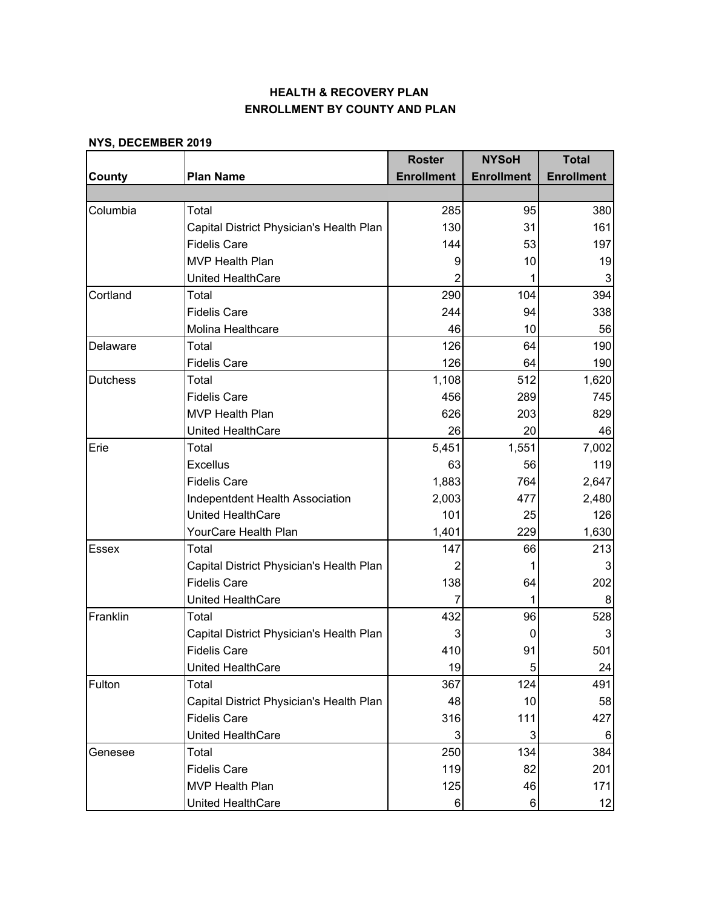**HEALTH & RECOVERY PLAN**
**ENROLLMENT BY COUNTY AND PLAN**

**NYS, DECEMBER 2019**

| County | Plan Name | Roster Enrollment | NYSoH Enrollment | Total Enrollment |
|---|---|---|---|---|
| | | | | |
| Columbia | Total | 285 | 95 | 380 |
| | Capital District Physician's Health Plan | 130 | 31 | 161 |
| | Fidelis Care | 144 | 53 | 197 |
| | MVP Health Plan | 9 | 10 | 19 |
| | United HealthCare | 2 | 1 | 3 |
| Cortland | Total | 290 | 104 | 394 |
| | Fidelis Care | 244 | 94 | 338 |
| | Molina Healthcare | 46 | 10 | 56 |
| Delaware | Total | 126 | 64 | 190 |
| | Fidelis Care | 126 | 64 | 190 |
| Dutchess | Total | 1,108 | 512 | 1,620 |
| | Fidelis Care | 456 | 289 | 745 |
| | MVP Health Plan | 626 | 203 | 829 |
| | United HealthCare | 26 | 20 | 46 |
| Erie | Total | 5,451 | 1,551 | 7,002 |
| | Excellus | 63 | 56 | 119 |
| | Fidelis Care | 1,883 | 764 | 2,647 |
| | Independtdent Health Association | 2,003 | 477 | 2,480 |
| | United HealthCare | 101 | 25 | 126 |
| | YourCare Health Plan | 1,401 | 229 | 1,630 |
| Essex | Total | 147 | 66 | 213 |
| | Capital District Physician's Health Plan | 2 | 1 | 3 |
| | Fidelis Care | 138 | 64 | 202 |
| | United HealthCare | 7 | 1 | 8 |
| Franklin | Total | 432 | 96 | 528 |
| | Capital District Physician's Health Plan | 3 | 0 | 3 |
| | Fidelis Care | 410 | 91 | 501 |
| | United HealthCare | 19 | 5 | 24 |
| Fulton | Total | 367 | 124 | 491 |
| | Capital District Physician's Health Plan | 48 | 10 | 58 |
| | Fidelis Care | 316 | 111 | 427 |
| | United HealthCare | 3 | 3 | 6 |
| Genesee | Total | 250 | 134 | 384 |
| | Fidelis Care | 119 | 82 | 201 |
| | MVP Health Plan | 125 | 46 | 171 |
| | United HealthCare | 6 | 6 | 12 |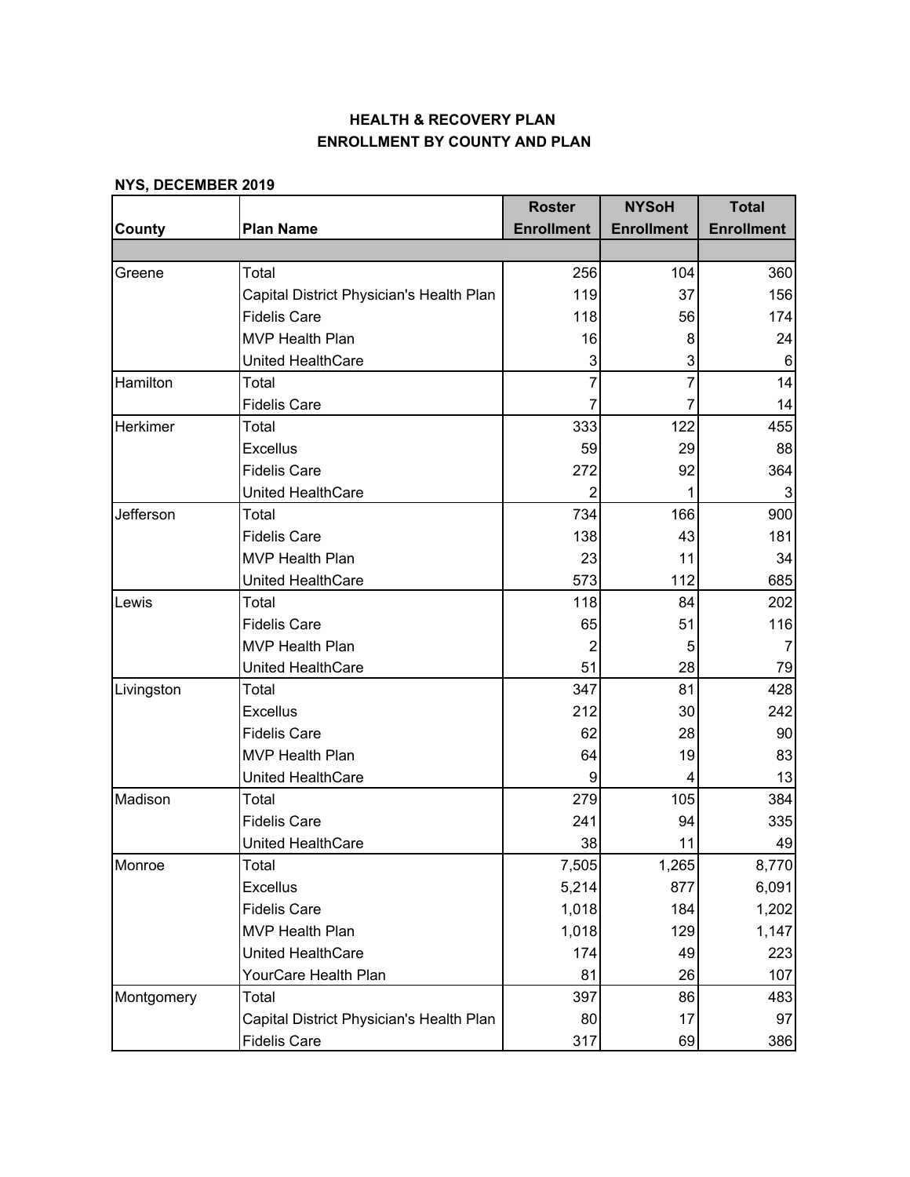**HEALTH & RECOVERY PLAN**
**ENROLLMENT BY COUNTY AND PLAN**

**NYS, DECEMBER 2019**

| County | Plan Name | Roster Enrollment | NYSoH Enrollment | Total Enrollment |
|---|---|---|---|---|
| | | | | |
| Greene | Total | 256 | 104 | 360 |
| | Capital District Physician's Health Plan | 119 | 37 | 156 |
| | Fidelis Care | 118 | 56 | 174 |
| | MVP Health Plan | 16 | 8 | 24 |
| | United HealthCare | 3 | 3 | 6 |
| Hamilton | Total | 7 | 7 | 14 |
| | Fidelis Care | 7 | 7 | 14 |
| Herkimer | Total | 333 | 122 | 455 |
| | Excellus | 59 | 29 | 88 |
| | Fidelis Care | 272 | 92 | 364 |
| | United HealthCare | 2 | 1 | 3 |
| Jefferson | Total | 734 | 166 | 900 |
| | Fidelis Care | 138 | 43 | 181 |
| | MVP Health Plan | 23 | 11 | 34 |
| | United HealthCare | 573 | 112 | 685 |
| Lewis | Total | 118 | 84 | 202 |
| | Fidelis Care | 65 | 51 | 116 |
| | MVP Health Plan | 2 | 5 | 7 |
| | United HealthCare | 51 | 28 | 79 |
| Livingston | Total | 347 | 81 | 428 |
| | Excellus | 212 | 30 | 242 |
| | Fidelis Care | 62 | 28 | 90 |
| | MVP Health Plan | 64 | 19 | 83 |
| | United HealthCare | 9 | 4 | 13 |
| Madison | Total | 279 | 105 | 384 |
| | Fidelis Care | 241 | 94 | 335 |
| | United HealthCare | 38 | 11 | 49 |
| Monroe | Total | 7,505 | 1,265 | 8,770 |
| | Excellus | 5,214 | 877 | 6,091 |
| | Fidelis Care | 1,018 | 184 | 1,202 |
| | MVP Health Plan | 1,018 | 129 | 1,147 |
| | United HealthCare | 174 | 49 | 223 |
| | YourCare Health Plan | 81 | 26 | 107 |
| Montgomery | Total | 397 | 86 | 483 |
| | Capital District Physician's Health Plan | 80 | 17 | 97 |
| | Fidelis Care | 317 | 69 | 386 |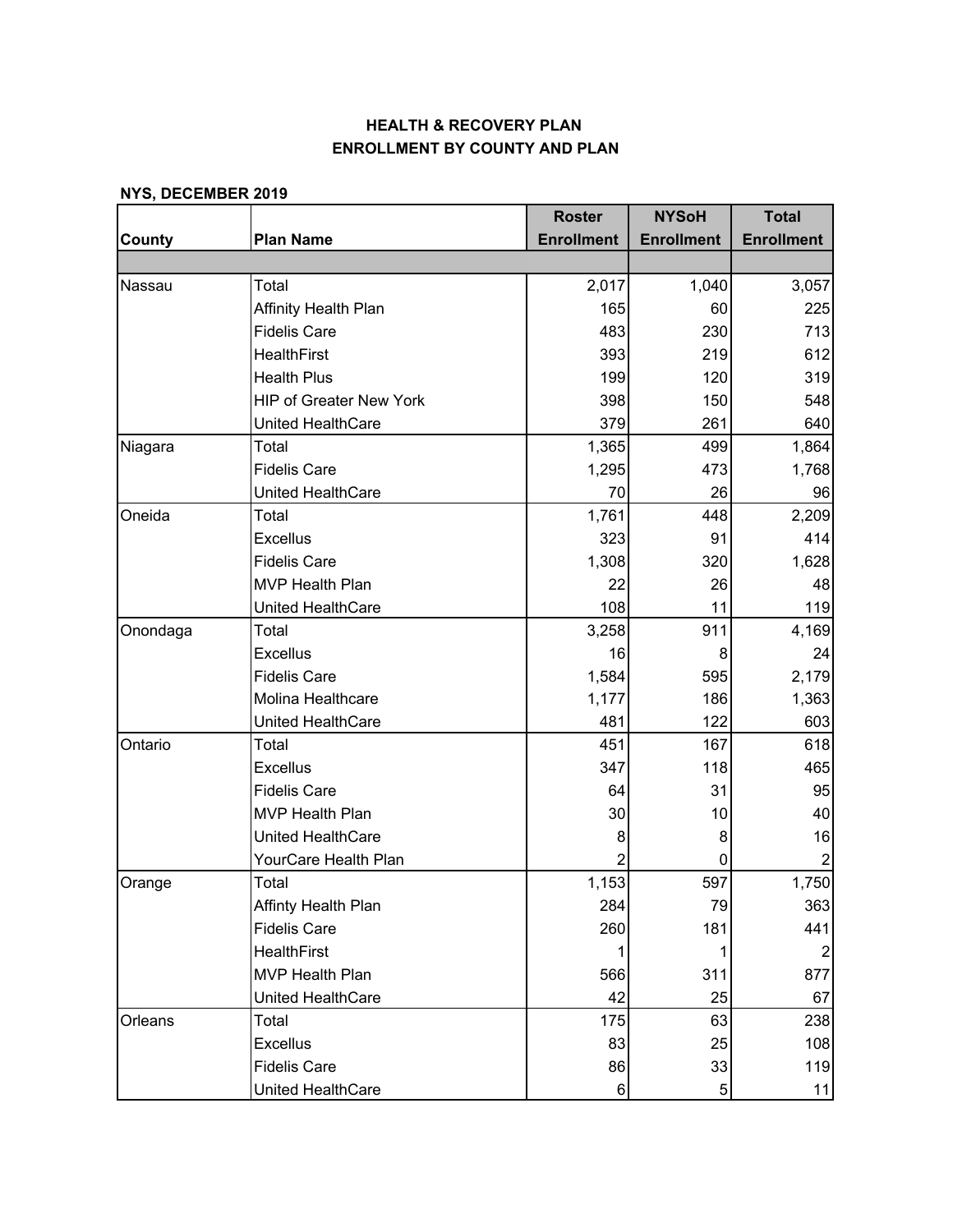**HEALTH & RECOVERY PLAN**
**ENROLLMENT BY COUNTY AND PLAN**

**NYS, DECEMBER 2019**

| County | Plan Name | Roster Enrollment | NYSoH Enrollment | Total Enrollment |
|---|---|---|---|---|
| | | | | |
| Nassau | Total | 2,017 | 1,040 | 3,057 |
| | Affinity Health Plan | 165 | 60 | 225 |
| | Fidelis Care | 483 | 230 | 713 |
| | HealthFirst | 393 | 219 | 612 |
| | Health Plus | 199 | 120 | 319 |
| | HIP of Greater New York | 398 | 150 | 548 |
| | United HealthCare | 379 | 261 | 640 |
| Niagara | Total | 1,365 | 499 | 1,864 |
| | Fidelis Care | 1,295 | 473 | 1,768 |
| | United HealthCare | 70 | 26 | 96 |
| Oneida | Total | 1,761 | 448 | 2,209 |
| | Excellus | 323 | 91 | 414 |
| | Fidelis Care | 1,308 | 320 | 1,628 |
| | MVP Health Plan | 22 | 26 | 48 |
| | United HealthCare | 108 | 11 | 119 |
| Onondaga | Total | 3,258 | 911 | 4,169 |
| | Excellus | 16 | 8 | 24 |
| | Fidelis Care | 1,584 | 595 | 2,179 |
| | Molina Healthcare | 1,177 | 186 | 1,363 |
| | United HealthCare | 481 | 122 | 603 |
| Ontario | Total | 451 | 167 | 618 |
| | Excellus | 347 | 118 | 465 |
| | Fidelis Care | 64 | 31 | 95 |
| | MVP Health Plan | 30 | 10 | 40 |
| | United HealthCare | 8 | 8 | 16 |
| | YourCare Health Plan | 2 | 0 | 2 |
| Orange | Total | 1,153 | 597 | 1,750 |
| | Affinty Health Plan | 284 | 79 | 363 |
| | Fidelis Care | 260 | 181 | 441 |
| | HealthFirst | 1 | 1 | 2 |
| | MVP Health Plan | 566 | 311 | 877 |
| | United HealthCare | 42 | 25 | 67 |
| Orleans | Total | 175 | 63 | 238 |
| | Excellus | 83 | 25 | 108 |
| | Fidelis Care | 86 | 33 | 119 |
| | United HealthCare | 6 | 5 | 11 |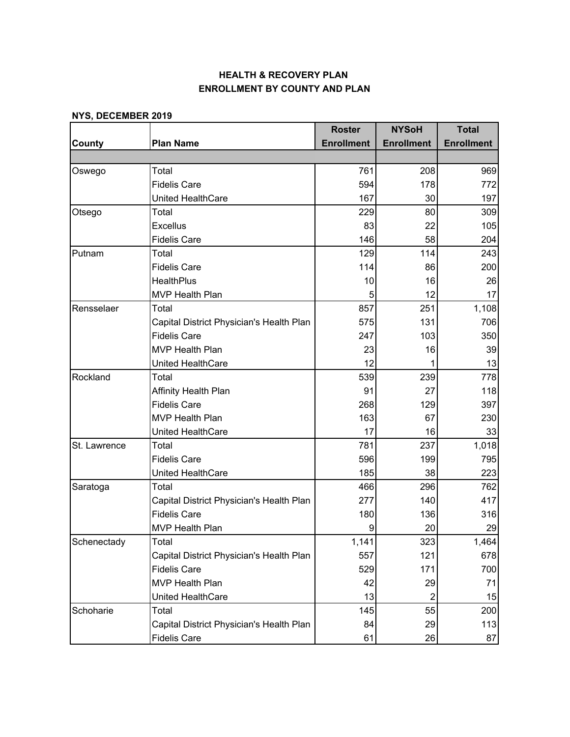**HEALTH & RECOVERY PLAN**
**ENROLLMENT BY COUNTY AND PLAN**

**NYS, DECEMBER 2019**

| County | Plan Name | Roster Enrollment | NYSoH Enrollment | Total Enrollment |
|---|---|---|---|---|
| | | | | |
| Oswego | Total | 761 | 208 | 969 |
| | Fidelis Care | 594 | 178 | 772 |
| | United HealthCare | 167 | 30 | 197 |
| Otsego | Total | 229 | 80 | 309 |
| | Excellus | 83 | 22 | 105 |
| | Fidelis Care | 146 | 58 | 204 |
| Putnam | Total | 129 | 114 | 243 |
| | Fidelis Care | 114 | 86 | 200 |
| | HealthPlus | 10 | 16 | 26 |
| | MVP Health Plan | 5 | 12 | 17 |
| Rensselaer | Total | 857 | 251 | 1,108 |
| | Capital District Physician's Health Plan | 575 | 131 | 706 |
| | Fidelis Care | 247 | 103 | 350 |
| | MVP Health Plan | 23 | 16 | 39 |
| | United HealthCare | 12 | 1 | 13 |
| Rockland | Total | 539 | 239 | 778 |
| | Affinity Health Plan | 91 | 27 | 118 |
| | Fidelis Care | 268 | 129 | 397 |
| | MVP Health Plan | 163 | 67 | 230 |
| | United HealthCare | 17 | 16 | 33 |
| St. Lawrence | Total | 781 | 237 | 1,018 |
| | Fidelis Care | 596 | 199 | 795 |
| | United HealthCare | 185 | 38 | 223 |
| Saratoga | Total | 466 | 296 | 762 |
| | Capital District Physician's Health Plan | 277 | 140 | 417 |
| | Fidelis Care | 180 | 136 | 316 |
| | MVP Health Plan | 9 | 20 | 29 |
| Schenectady | Total | 1,141 | 323 | 1,464 |
| | Capital District Physician's Health Plan | 557 | 121 | 678 |
| | Fidelis Care | 529 | 171 | 700 |
| | MVP Health Plan | 42 | 29 | 71 |
| | United HealthCare | 13 | 2 | 15 |
| Schoharie | Total | 145 | 55 | 200 |
| | Capital District Physician's Health Plan | 84 | 29 | 113 |
| | Fidelis Care | 61 | 26 | 87 |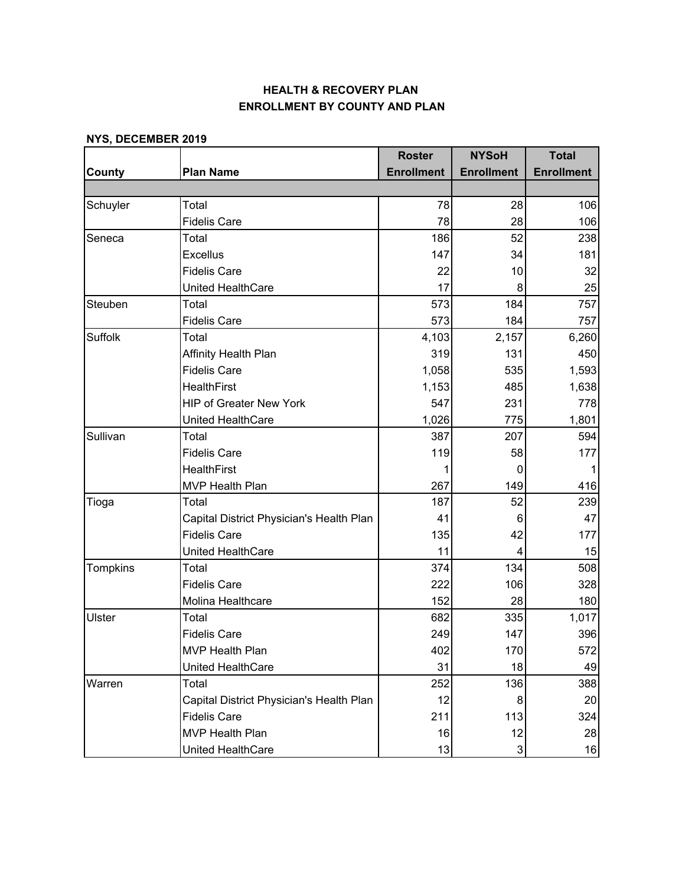**HEALTH & RECOVERY PLAN**
**ENROLLMENT BY COUNTY AND PLAN**

**NYS, DECEMBER 2019**

| County | Plan Name | Roster Enrollment | NYSoH Enrollment | Total Enrollment |
|---|---|---|---|---|
| | | | | |
| Schuyler | Total | 78 | 28 | 106 |
| | Fidelis Care | 78 | 28 | 106 |
| Seneca | Total | 186 | 52 | 238 |
| | Excellus | 147 | 34 | 181 |
| | Fidelis Care | 22 | 10 | 32 |
| | United HealthCare | 17 | 8 | 25 |
| Steuben | Total | 573 | 184 | 757 |
| | Fidelis Care | 573 | 184 | 757 |
| Suffolk | Total | 4,103 | 2,157 | 6,260 |
| | Affinity Health Plan | 319 | 131 | 450 |
| | Fidelis Care | 1,058 | 535 | 1,593 |
| | HealthFirst | 1,153 | 485 | 1,638 |
| | HIP of Greater New York | 547 | 231 | 778 |
| | United HealthCare | 1,026 | 775 | 1,801 |
| Sullivan | Total | 387 | 207 | 594 |
| | Fidelis Care | 119 | 58 | 177 |
| | HealthFirst | 1 | 0 | 1 |
| | MVP Health Plan | 267 | 149 | 416 |
| Tioga | Total | 187 | 52 | 239 |
| | Capital District Physician's Health Plan | 41 | 6 | 47 |
| | Fidelis Care | 135 | 42 | 177 |
| | United HealthCare | 11 | 4 | 15 |
| Tompkins | Total | 374 | 134 | 508 |
| | Fidelis Care | 222 | 106 | 328 |
| | Molina Healthcare | 152 | 28 | 180 |
| Ulster | Total | 682 | 335 | 1,017 |
| | Fidelis Care | 249 | 147 | 396 |
| | MVP Health Plan | 402 | 170 | 572 |
| | United HealthCare | 31 | 18 | 49 |
| Warren | Total | 252 | 136 | 388 |
| | Capital District Physician's Health Plan | 12 | 8 | 20 |
| | Fidelis Care | 211 | 113 | 324 |
| | MVP Health Plan | 16 | 12 | 28 |
| | United HealthCare | 13 | 3 | 16 |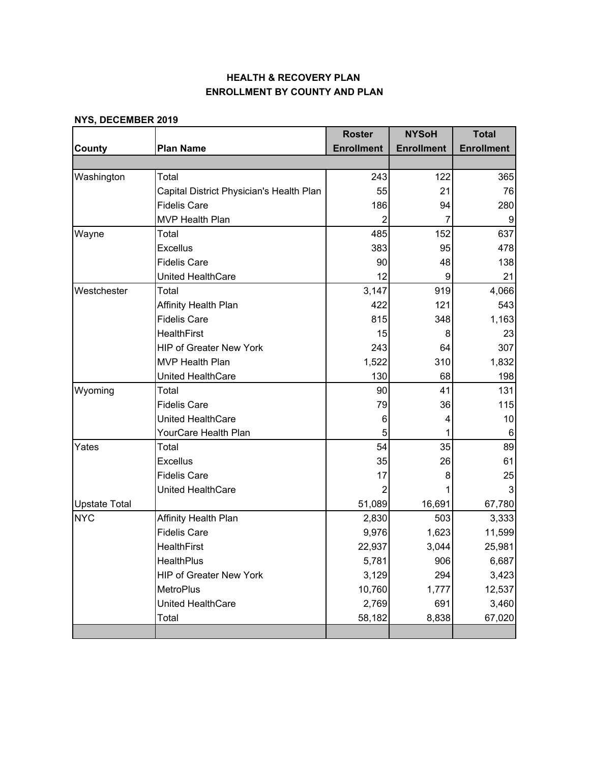**HEALTH & RECOVERY PLAN**
**ENROLLMENT BY COUNTY AND PLAN**

**NYS, DECEMBER 2019**

| County | Plan Name | Roster Enrollment | NYSoH Enrollment | Total Enrollment |
|---|---|---|---|---|
| | | | | |
| Washington | Total | 243 | 122 | 365 |
| | Capital District Physician's Health Plan | 55 | 21 | 76 |
| | Fidelis Care | 186 | 94 | 280 |
| | MVP Health Plan | 2 | 7 | 9 |
| Wayne | Total | 485 | 152 | 637 |
| | Excellus | 383 | 95 | 478 |
| | Fidelis Care | 90 | 48 | 138 |
| | United HealthCare | 12 | 9 | 21 |
| Westchester | Total | 3,147 | 919 | 4,066 |
| | Affinity Health Plan | 422 | 121 | 543 |
| | Fidelis Care | 815 | 348 | 1,163 |
| | HealthFirst | 15 | 8 | 23 |
| | HIP of Greater New York | 243 | 64 | 307 |
| | MVP Health Plan | 1,522 | 310 | 1,832 |
| | United HealthCare | 130 | 68 | 198 |
| Wyoming | Total | 90 | 41 | 131 |
| | Fidelis Care | 79 | 36 | 115 |
| | United HealthCare | 6 | 4 | 10 |
| | YourCare Health Plan | 5 | 1 | 6 |
| Yates | Total | 54 | 35 | 89 |
| | Excellus | 35 | 26 | 61 |
| | Fidelis Care | 17 | 8 | 25 |
| | United HealthCare | 2 | 1 | 3 |
| Upstate Total | | 51,089 | 16,691 | 67,780 |
| NYC | Affinity Health Plan | 2,830 | 503 | 3,333 |
| | Fidelis Care | 9,976 | 1,623 | 11,599 |
| | HealthFirst | 22,937 | 3,044 | 25,981 |
| | HealthPlus | 5,781 | 906 | 6,687 |
| | HIP of Greater New York | 3,129 | 294 | 3,423 |
| | MetroPlus | 10,760 | 1,777 | 12,537 |
| | United HealthCare | 2,769 | 691 | 3,460 |
| | Total | 58,182 | 8,838 | 67,020 |
| | | | | |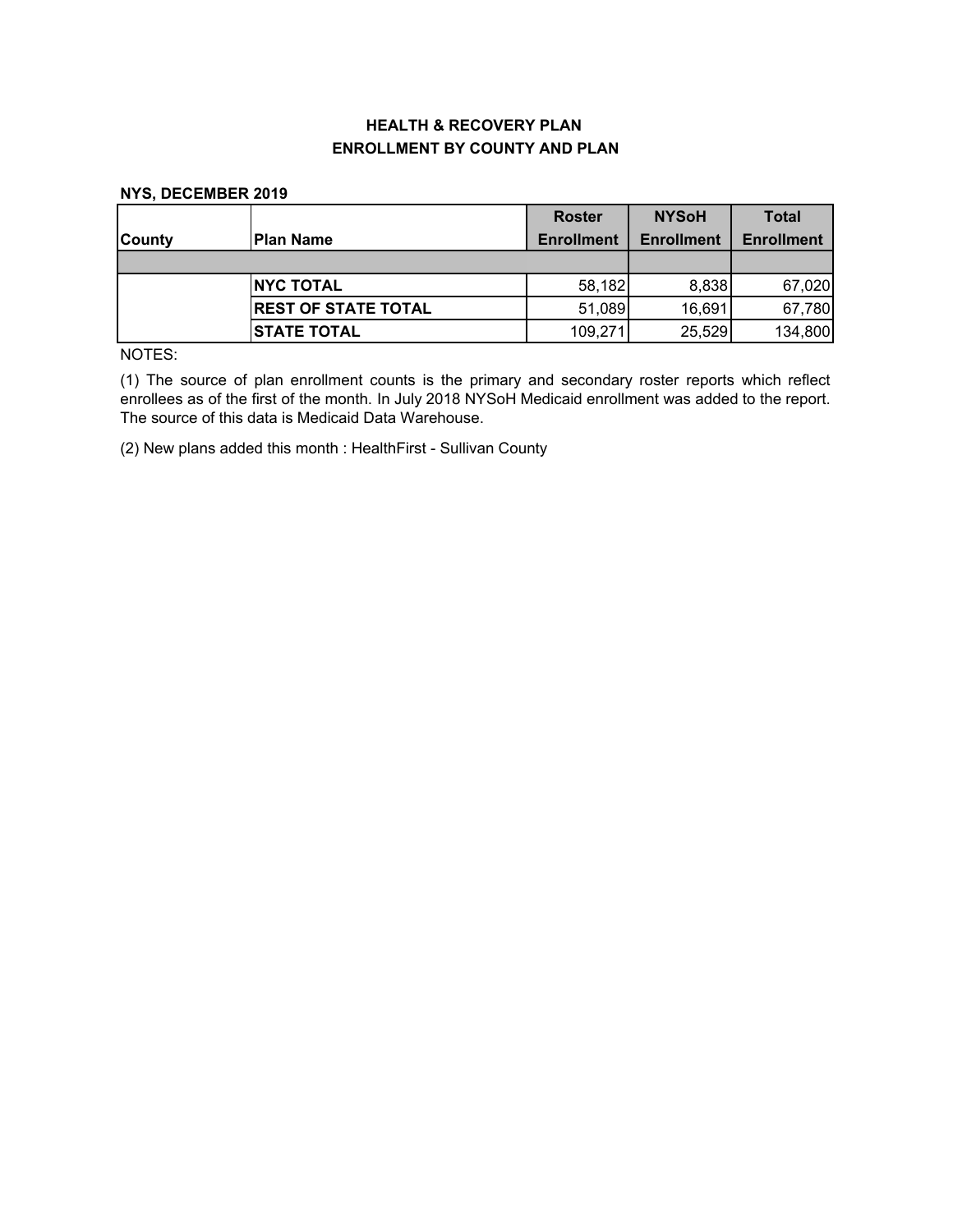**HEALTH & RECOVERY PLAN**
**ENROLLMENT BY COUNTY AND PLAN**

**NYS, DECEMBER 2019**

| County | Plan Name | Roster Enrollment | NYSoH Enrollment | Total Enrollment |
|---|---|---|---|---|
| | | | | |
| | **NYC TOTAL** | 58,182 | 8,838 | 67,020 |
| | **REST OF STATE TOTAL** | 51,089 | 16,691 | 67,780 |
| | **STATE TOTAL** | 109,271 | 25,529 | 134,800 |

NOTES:

(1) The source of plan enrollment counts is the primary and secondary roster reports which reflect enrollees as of the first of the month. In July 2018 NYSoH Medicaid enrollment was added to the report. The source of this data is Medicaid Data Warehouse.

(2) New plans added this month : HealthFirst - Sullivan County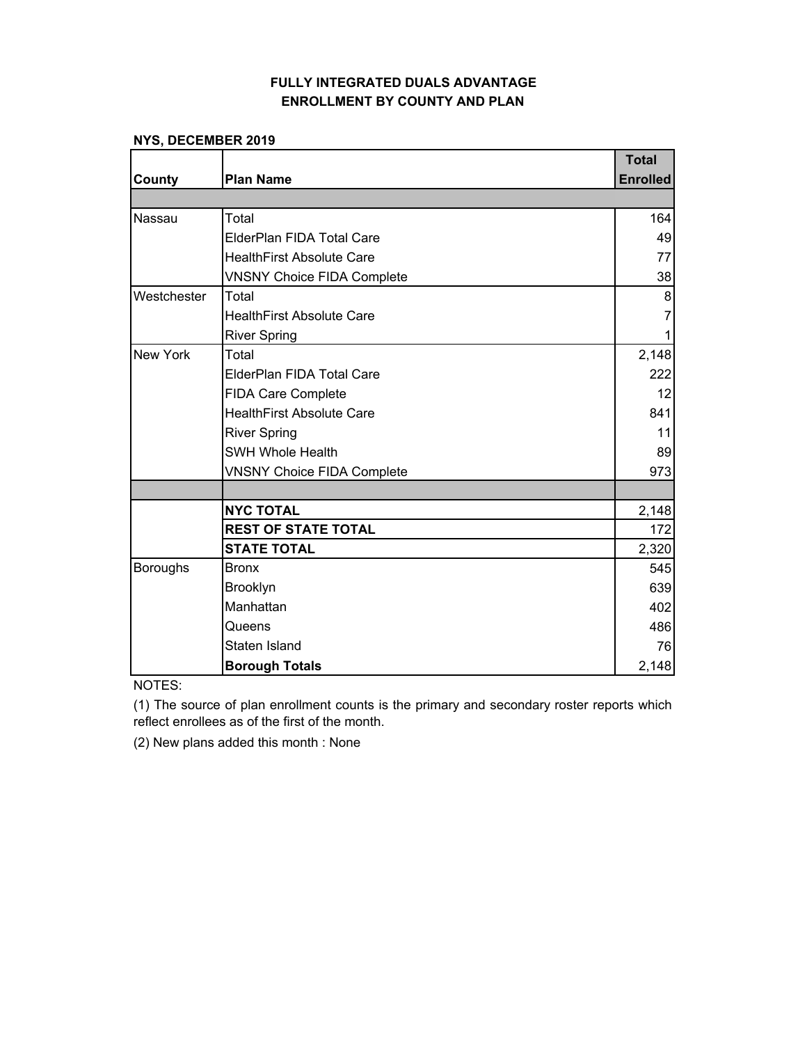**FULLY INTEGRATED DUALS ADVANTAGE**
**ENROLLMENT BY COUNTY AND PLAN**

**NYS, DECEMBER 2019**

| County | Plan Name | Total Enrolled |
|---|---|---|
| | | |
| Nassau | Total | 164 |
| | ElderPlan FIDA Total Care | 49 |
| | HealthFirst Absolute Care | 77 |
| | VNSNY Choice FIDA Complete | 38 |
| Westchester | Total | 8 |
| | HealthFirst Absolute Care | 7 |
| | River Spring | 1 |
| New York | Total | 2,148 |
| | ElderPlan FIDA Total Care | 222 |
| | FIDA Care Complete | 12 |
| | HealthFirst Absolute Care | 841 |
| | River Spring | 11 |
| | SWH Whole Health | 89 |
| | VNSNY Choice FIDA Complete | 973 |
| | | |
| | **NYC TOTAL** | 2,148 |
| | **REST OF STATE TOTAL** | 172 |
| | **STATE TOTAL** | 2,320 |
| Boroughs | Bronx | 545 |
| | Brooklyn | 639 |
| | Manhattan | 402 |
| | Queens | 486 |
| | Staten Island | 76 |
| | **Borough Totals** | 2,148 |

NOTES:

(1) The source of plan enrollment counts is the primary and secondary roster reports which reflect enrollees as of the first of the month.

(2) New plans added this month : None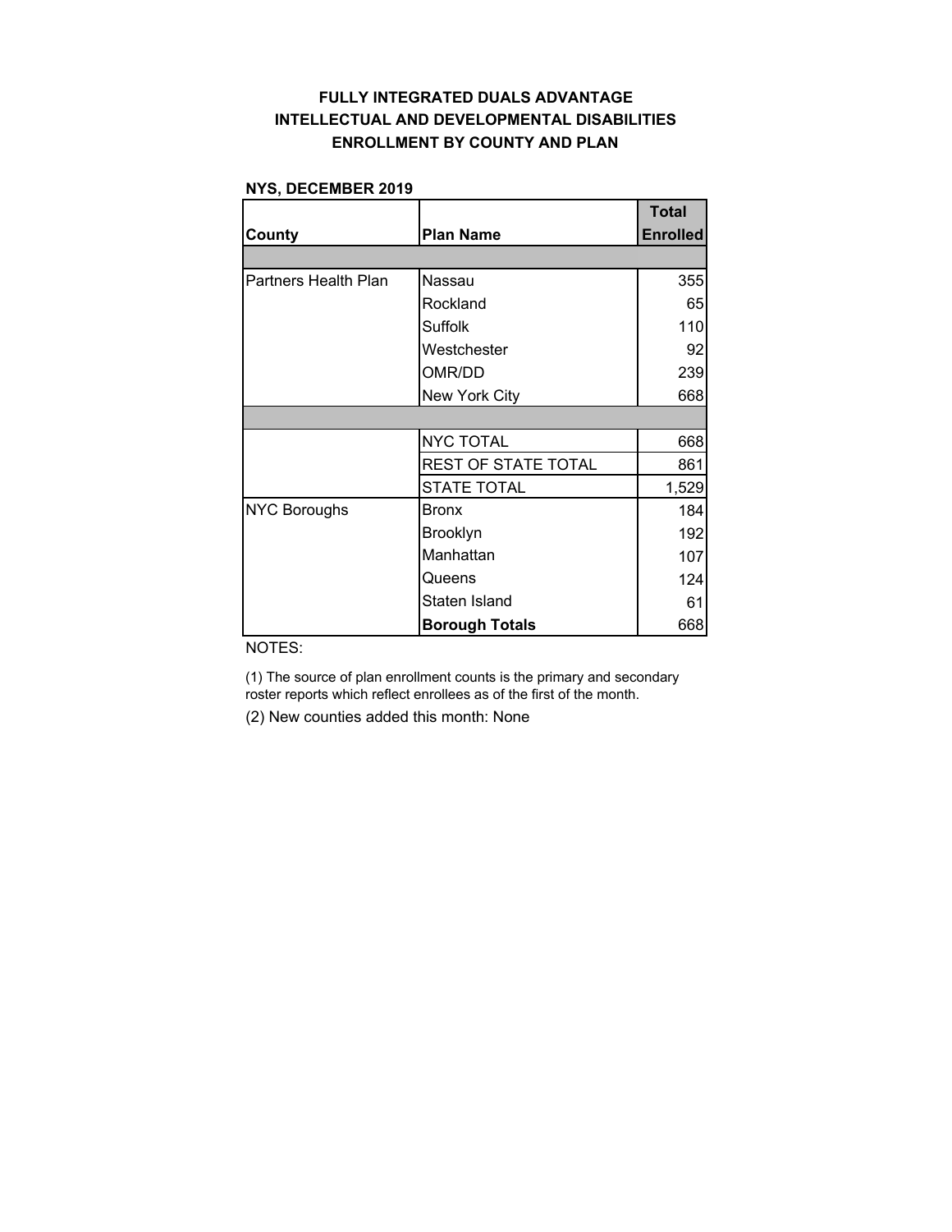**FULLY INTEGRATED DUALS ADVANTAGE**
**INTELLECTUAL AND DEVELOPMENTAL DISABILITIES**
**ENROLLMENT BY COUNTY AND PLAN**

**NYS, DECEMBER 2019**

| County | Plan Name | Total Enrolled |
|---|---|---|
| | | |
| Partners Health Plan | Nassau | 355 |
| | Rockland | 65 |
| | Suffolk | 110 |
| | Westchester | 92 |
| | OMR/DD | 239 |
| | New York City | 668 |
| | | |
| | NYC TOTAL | 668 |
| | REST OF STATE TOTAL | 861 |
| | STATE TOTAL | 1,529 |
| NYC Boroughs | Bronx | 184 |
| | Brooklyn | 192 |
| | Manhattan | 107 |
| | Queens | 124 |
| | Staten Island | 61 |
| | **Borough Totals** | 668 |

NOTES:

(1) The source of plan enrollment counts is the primary and secondary roster reports which reflect enrollees as of the first of the month.

(2) New counties added this month: None